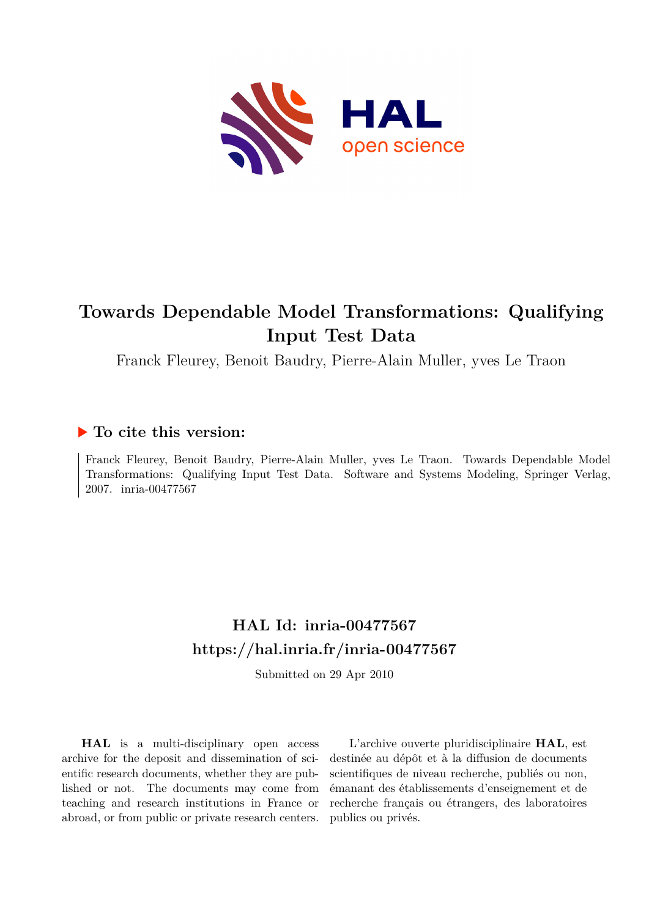# Towards Dependable Model Transformations: Qualifying Input Test Data

Franck Fleurey, Benoit Baudry, Pierre-Alain Muller, yves Le Traon

## ▶ To cite this version:

Franck Fleurey, Benoit Baudry, Pierre-Alain Muller, yves Le Traon. Towards Dependable Model Transformations: Qualifying Input Test Data. Software and Systems Modeling, Springer Verlag, 2007. inria-00477567

## HAL Id: inria-00477567
## https://hal.inria.fr/inria-00477567

Submitted on 29 Apr 2010

**HAL** is a multi-disciplinary open access archive for the deposit and dissemination of scientific research documents, whether they are published or not. The documents may come from teaching and research institutions in France or abroad, or from public or private research centers.

L'archive ouverte pluridisciplinaire **HAL**, est destinée au dépôt et à la diffusion de documents scientifiques de niveau recherche, publiés ou non, émanant des établissements d'enseignement et de recherche français ou étrangers, des laboratoires publics ou privés.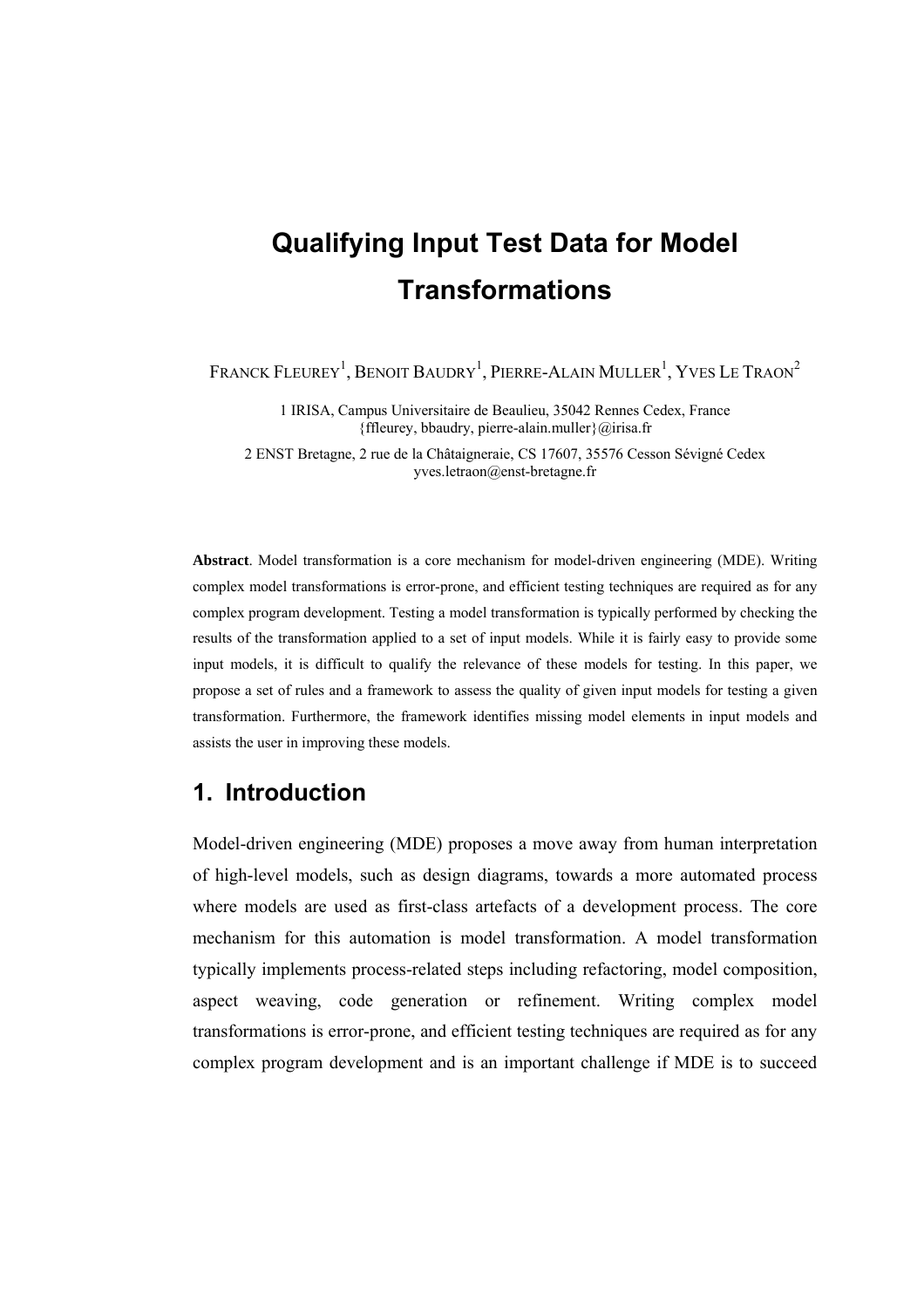# Qualifying Input Test Data for Model Transformations

FRANCK FLEUREY[1], BENOIT BAUDRY[1], PIERRE-ALAIN MULLER[1], YVES LE TRAON[2]

1 IRISA, Campus Universitaire de Beaulieu, 35042 Rennes Cedex, France
{ffleurey, bbaudry, pierre-alain.muller}@irisa.fr

2 ENST Bretagne, 2 rue de la Châtaigneraie, CS 17607, 35576 Cesson Sévigné Cedex
yves.letraon@enst-bretagne.fr

**Abstract**. Model transformation is a core mechanism for model-driven engineering (MDE). Writing complex model transformations is error-prone, and efficient testing techniques are required as for any complex program development. Testing a model transformation is typically performed by checking the results of the transformation applied to a set of input models. While it is fairly easy to provide some input models, it is difficult to qualify the relevance of these models for testing. In this paper, we propose a set of rules and a framework to assess the quality of given input models for testing a given transformation. Furthermore, the framework identifies missing model elements in input models and assists the user in improving these models.

## 1. Introduction

Model-driven engineering (MDE) proposes a move away from human interpretation of high-level models, such as design diagrams, towards a more automated process where models are used as first-class artefacts of a development process. The core mechanism for this automation is model transformation. A model transformation typically implements process-related steps including refactoring, model composition, aspect weaving, code generation or refinement. Writing complex model transformations is error-prone, and efficient testing techniques are required as for any complex program development and is an important challenge if MDE is to succeed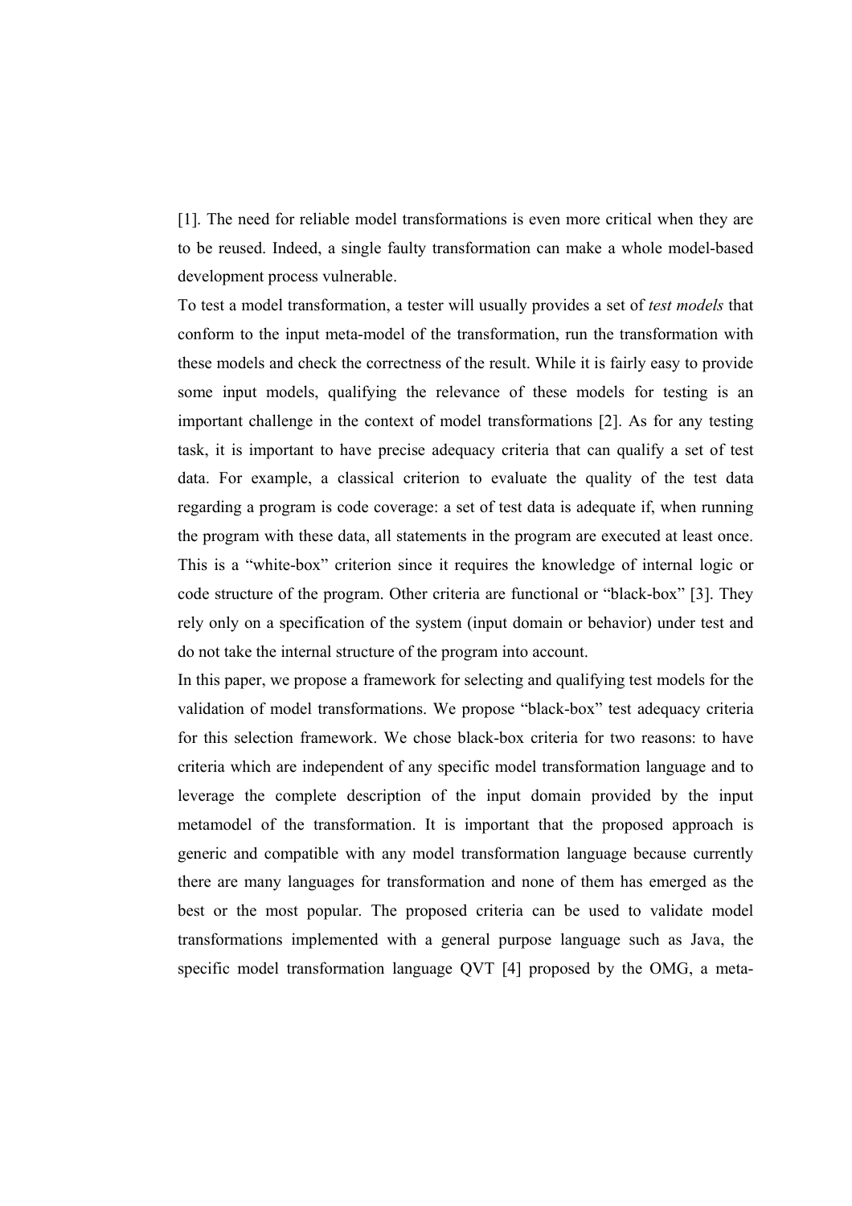[1]. The need for reliable model transformations is even more critical when they are to be reused. Indeed, a single faulty transformation can make a whole model-based development process vulnerable.

To test a model transformation, a tester will usually provides a set of *test models* that conform to the input meta-model of the transformation, run the transformation with these models and check the correctness of the result. While it is fairly easy to provide some input models, qualifying the relevance of these models for testing is an important challenge in the context of model transformations [2]. As for any testing task, it is important to have precise adequacy criteria that can qualify a set of test data. For example, a classical criterion to evaluate the quality of the test data regarding a program is code coverage: a set of test data is adequate if, when running the program with these data, all statements in the program are executed at least once. This is a "white-box" criterion since it requires the knowledge of internal logic or code structure of the program. Other criteria are functional or "black-box" [3]. They rely only on a specification of the system (input domain or behavior) under test and do not take the internal structure of the program into account.

In this paper, we propose a framework for selecting and qualifying test models for the validation of model transformations. We propose "black-box" test adequacy criteria for this selection framework. We chose black-box criteria for two reasons: to have criteria which are independent of any specific model transformation language and to leverage the complete description of the input domain provided by the input metamodel of the transformation. It is important that the proposed approach is generic and compatible with any model transformation language because currently there are many languages for transformation and none of them has emerged as the best or the most popular. The proposed criteria can be used to validate model transformations implemented with a general purpose language such as Java, the specific model transformation language QVT [4] proposed by the OMG, a meta-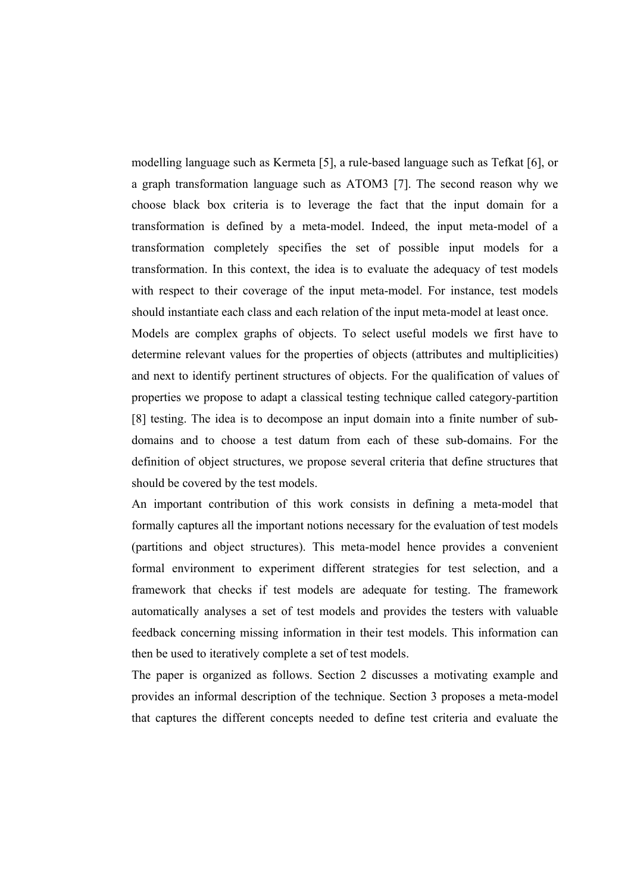modelling language such as Kermeta [5], a rule-based language such as Tefkat [6], or a graph transformation language such as ATOM3 [7]. The second reason why we choose black box criteria is to leverage the fact that the input domain for a transformation is defined by a meta-model. Indeed, the input meta-model of a transformation completely specifies the set of possible input models for a transformation. In this context, the idea is to evaluate the adequacy of test models with respect to their coverage of the input meta-model. For instance, test models should instantiate each class and each relation of the input meta-model at least once.

Models are complex graphs of objects. To select useful models we first have to determine relevant values for the properties of objects (attributes and multiplicities) and next to identify pertinent structures of objects. For the qualification of values of properties we propose to adapt a classical testing technique called category-partition [8] testing. The idea is to decompose an input domain into a finite number of sub-domains and to choose a test datum from each of these sub-domains. For the definition of object structures, we propose several criteria that define structures that should be covered by the test models.

An important contribution of this work consists in defining a meta-model that formally captures all the important notions necessary for the evaluation of test models (partitions and object structures). This meta-model hence provides a convenient formal environment to experiment different strategies for test selection, and a framework that checks if test models are adequate for testing. The framework automatically analyses a set of test models and provides the testers with valuable feedback concerning missing information in their test models. This information can then be used to iteratively complete a set of test models.

The paper is organized as follows. Section 2 discusses a motivating example and provides an informal description of the technique. Section 3 proposes a meta-model that captures the different concepts needed to define test criteria and evaluate the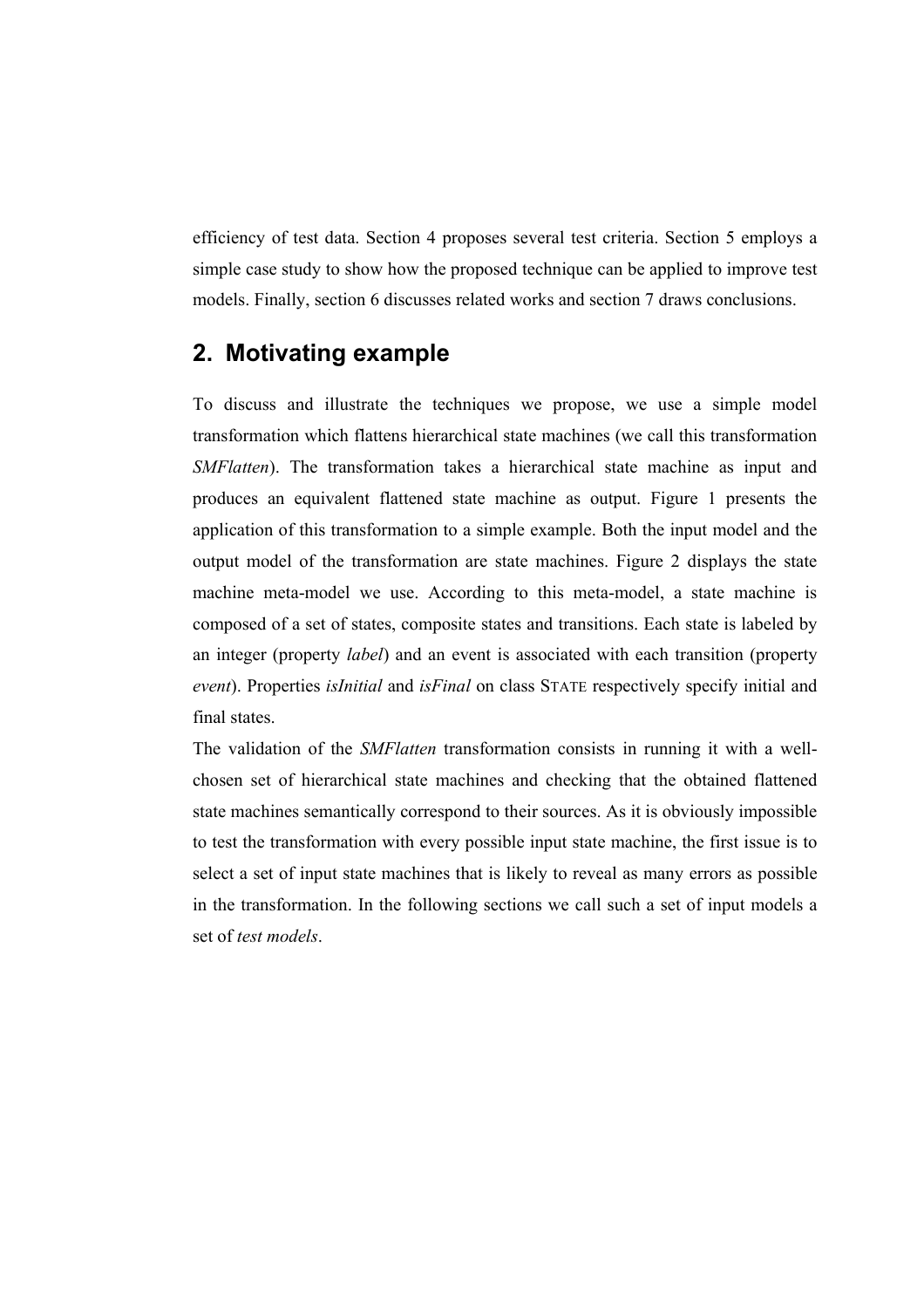efficiency of test data. Section 4 proposes several test criteria. Section 5 employs a simple case study to show how the proposed technique can be applied to improve test models. Finally, section 6 discusses related works and section 7 draws conclusions.

## 2. Motivating example

To discuss and illustrate the techniques we propose, we use a simple model transformation which flattens hierarchical state machines (we call this transformation *SMFlatten*). The transformation takes a hierarchical state machine as input and produces an equivalent flattened state machine as output. Figure 1 presents the application of this transformation to a simple example. Both the input model and the output model of the transformation are state machines. Figure 2 displays the state machine meta-model we use. According to this meta-model, a state machine is composed of a set of states, composite states and transitions. Each state is labeled by an integer (property *label*) and an event is associated with each transition (property *event*). Properties *isInitial* and *isFinal* on class STATE respectively specify initial and final states.

The validation of the *SMFlatten* transformation consists in running it with a well-chosen set of hierarchical state machines and checking that the obtained flattened state machines semantically correspond to their sources. As it is obviously impossible to test the transformation with every possible input state machine, the first issue is to select a set of input state machines that is likely to reveal as many errors as possible in the transformation. In the following sections we call such a set of input models a set of *test models*.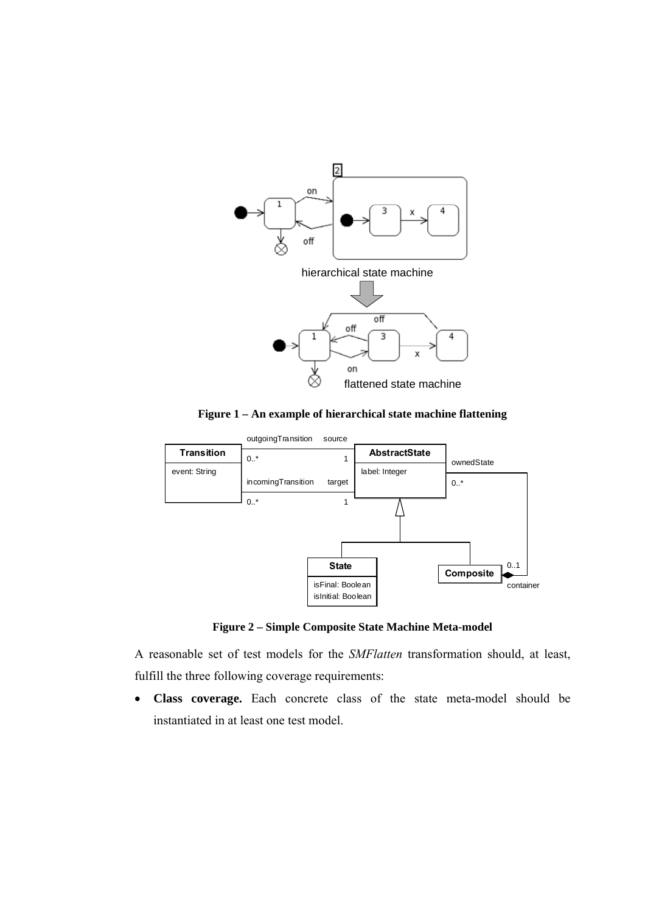Figure 1 – An example of hierarchical state machine flattening

Figure 2 – Simple Composite State Machine Meta-model

A reasonable set of test models for the *SMFlatten* transformation should, at least, fulfill the three following coverage requirements:

- **Class coverage.** Each concrete class of the state meta-model should be instantiated in at least one test model.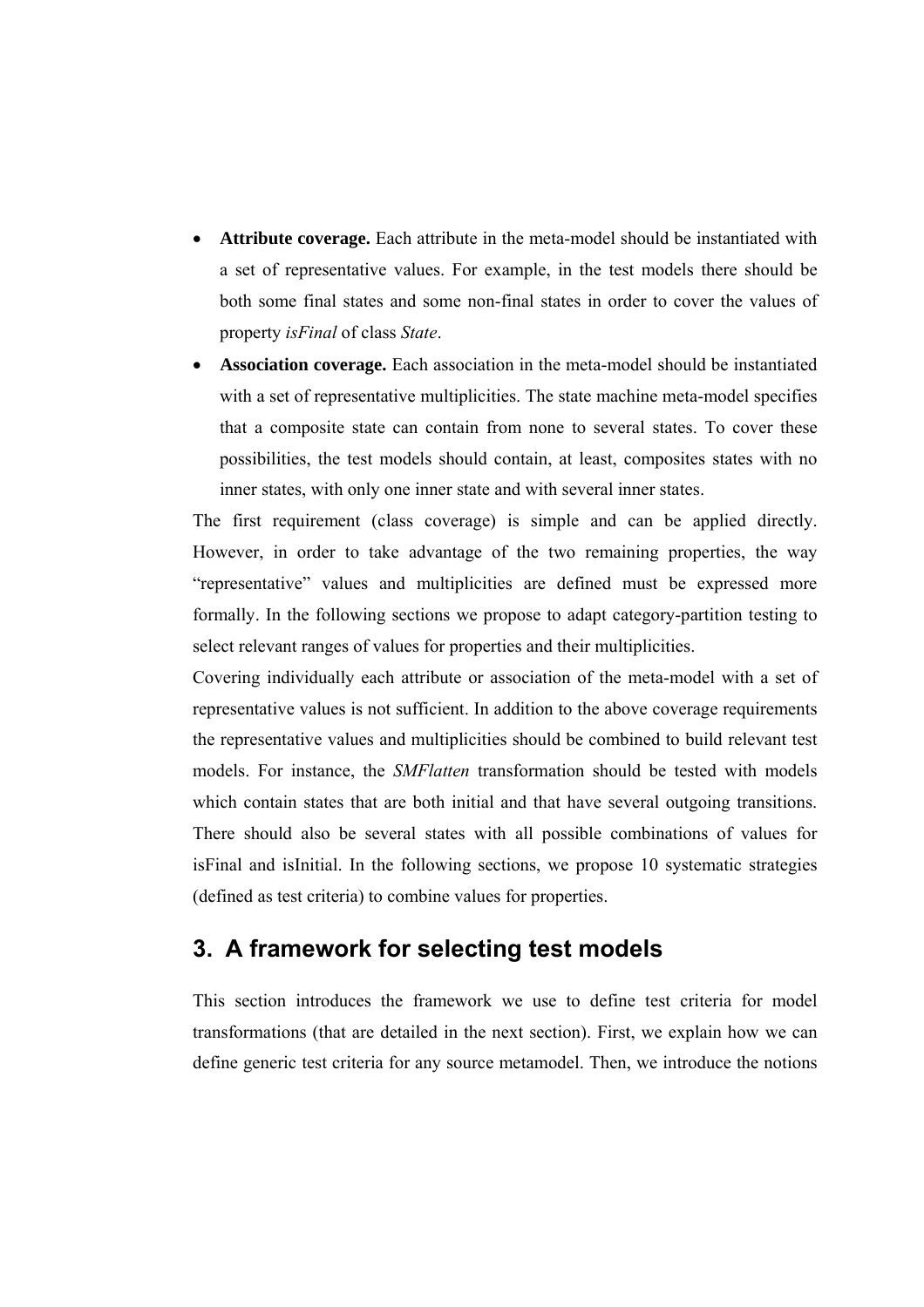- **Attribute coverage.** Each attribute in the meta-model should be instantiated with a set of representative values. For example, in the test models there should be both some final states and some non-final states in order to cover the values of property *isFinal* of class *State*.
- **Association coverage.** Each association in the meta-model should be instantiated with a set of representative multiplicities. The state machine meta-model specifies that a composite state can contain from none to several states. To cover these possibilities, the test models should contain, at least, composites states with no inner states, with only one inner state and with several inner states.

The first requirement (class coverage) is simple and can be applied directly. However, in order to take advantage of the two remaining properties, the way "representative" values and multiplicities are defined must be expressed more formally. In the following sections we propose to adapt category-partition testing to select relevant ranges of values for properties and their multiplicities.

Covering individually each attribute or association of the meta-model with a set of representative values is not sufficient. In addition to the above coverage requirements the representative values and multiplicities should be combined to build relevant test models. For instance, the *SMFlatten* transformation should be tested with models which contain states that are both initial and that have several outgoing transitions. There should also be several states with all possible combinations of values for isFinal and isInitial. In the following sections, we propose 10 systematic strategies (defined as test criteria) to combine values for properties.

## 3. A framework for selecting test models

This section introduces the framework we use to define test criteria for model transformations (that are detailed in the next section). First, we explain how we can define generic test criteria for any source metamodel. Then, we introduce the notions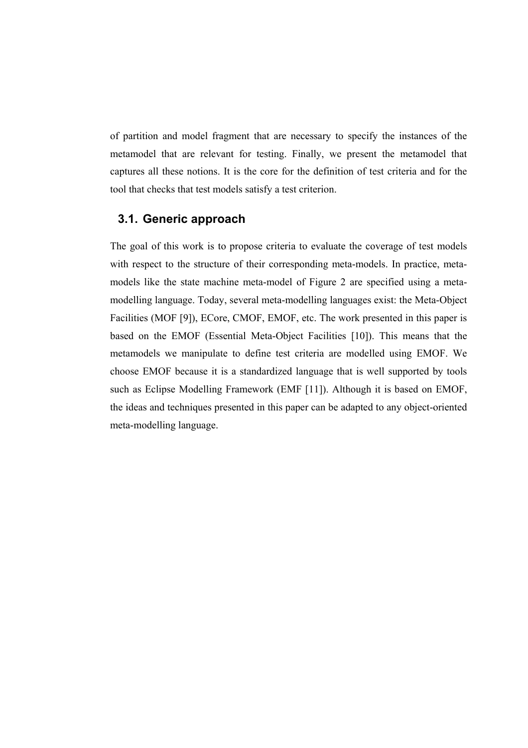of partition and model fragment that are necessary to specify the instances of the metamodel that are relevant for testing. Finally, we present the metamodel that captures all these notions. It is the core for the definition of test criteria and for the tool that checks that test models satisfy a test criterion.

## 3.1. Generic approach

The goal of this work is to propose criteria to evaluate the coverage of test models with respect to the structure of their corresponding meta-models. In practice, meta-models like the state machine meta-model of Figure 2 are specified using a meta-modelling language. Today, several meta-modelling languages exist: the Meta-Object Facilities (MOF [9]), ECore, CMOF, EMOF, etc. The work presented in this paper is based on the EMOF (Essential Meta-Object Facilities [10]). This means that the metamodels we manipulate to define test criteria are modelled using EMOF. We choose EMOF because it is a standardized language that is well supported by tools such as Eclipse Modelling Framework (EMF [11]). Although it is based on EMOF, the ideas and techniques presented in this paper can be adapted to any object-oriented meta-modelling language.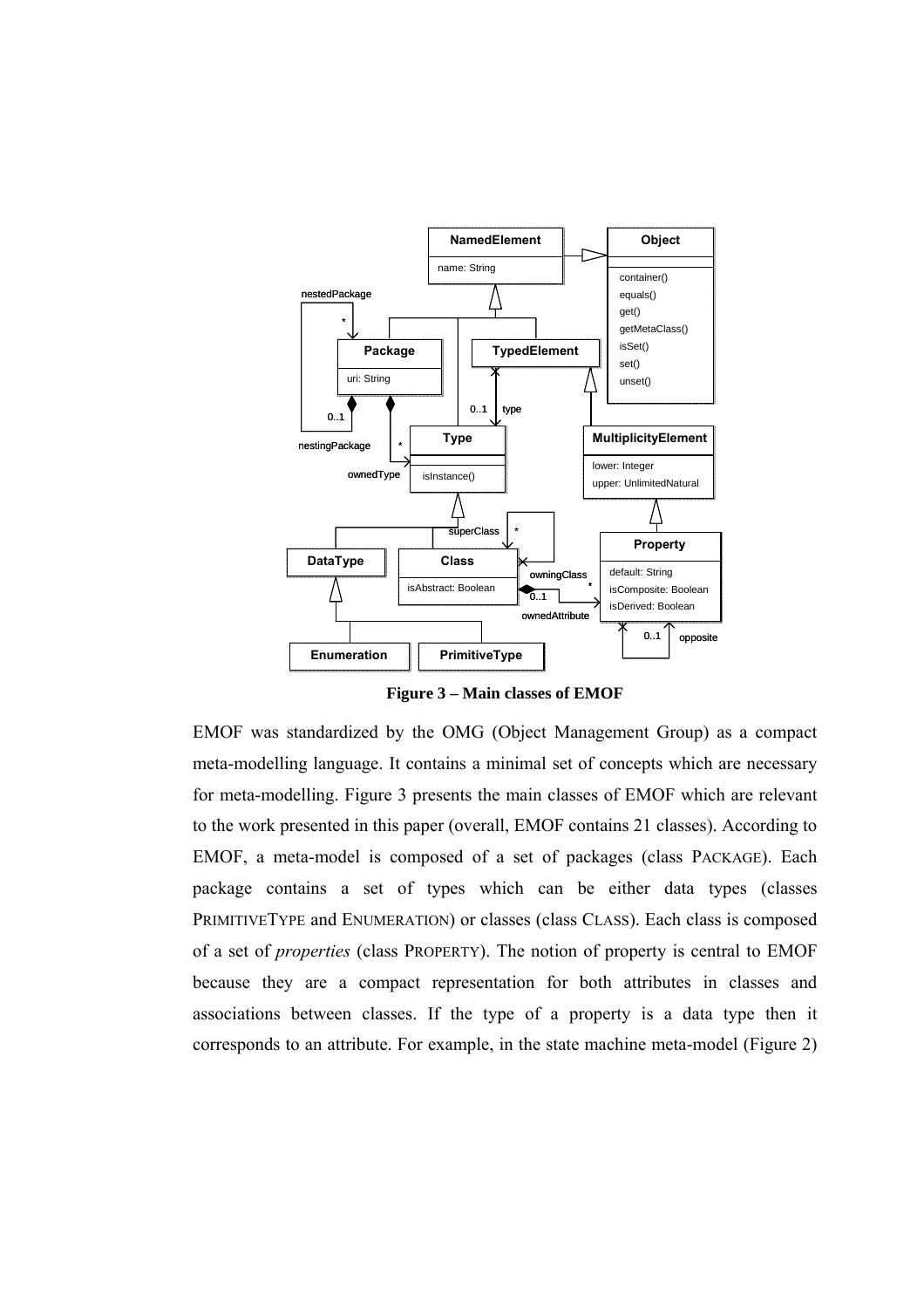**Figure 3 – Main classes of EMOF**

EMOF was standardized by the OMG (Object Management Group) as a compact meta-modelling language. It contains a minimal set of concepts which are necessary for meta-modelling. Figure 3 presents the main classes of EMOF which are relevant to the work presented in this paper (overall, EMOF contains 21 classes). According to EMOF, a meta-model is composed of a set of packages (class PACKAGE). Each package contains a set of types which can be either data types (classes PRIMITIVETYPE and ENUMERATION) or classes (class CLASS). Each class is composed of a set of *properties* (class PROPERTY). The notion of property is central to EMOF because they are a compact representation for both attributes in classes and associations between classes. If the type of a property is a data type then it corresponds to an attribute. For example, in the state machine meta-model (Figure 2)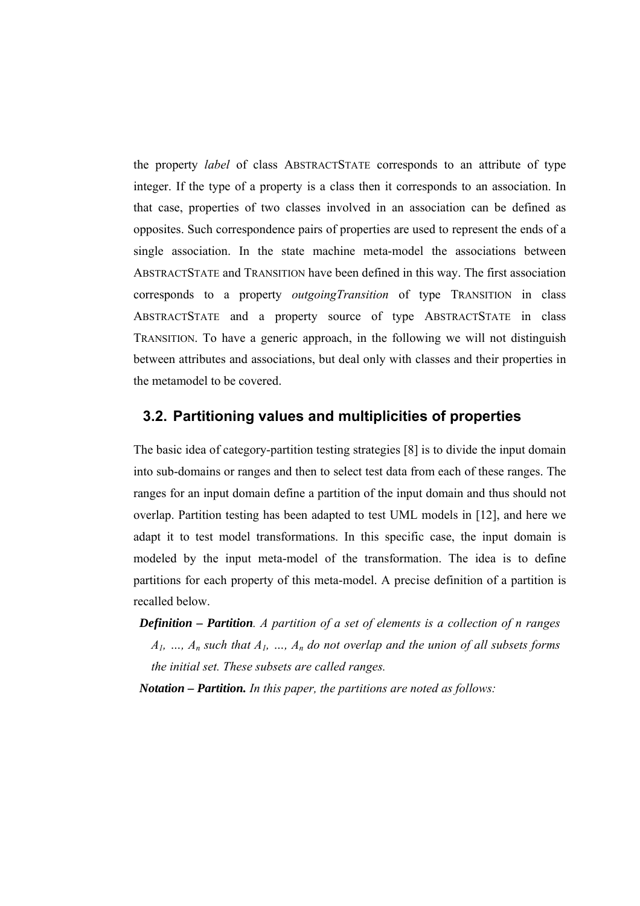the property *label* of class ABSTRACTSTATE corresponds to an attribute of type integer. If the type of a property is a class then it corresponds to an association. In that case, properties of two classes involved in an association can be defined as opposites. Such correspondence pairs of properties are used to represent the ends of a single association. In the state machine meta-model the associations between ABSTRACTSTATE and TRANSITION have been defined in this way. The first association corresponds to a property *outgoingTransition* of type TRANSITION in class ABSTRACTSTATE and a property source of type ABSTRACTSTATE in class TRANSITION. To have a generic approach, in the following we will not distinguish between attributes and associations, but deal only with classes and their properties in the metamodel to be covered.

## 3.2. Partitioning values and multiplicities of properties

The basic idea of category-partition testing strategies [8] is to divide the input domain into sub-domains or ranges and then to select test data from each of these ranges. The ranges for an input domain define a partition of the input domain and thus should not overlap. Partition testing has been adapted to test UML models in [12], and here we adapt it to test model transformations. In this specific case, the input domain is modeled by the input meta-model of the transformation. The idea is to define partitions for each property of this meta-model. A precise definition of a partition is recalled below.

***Definition – Partition****. A partition of a set of elements is a collection of n ranges $A_1$, …, $A_n$ such that $A_1$, …, $A_n$ do not overlap and the union of all subsets forms the initial set. These subsets are called ranges.*

***Notation – Partition.*** *In this paper, the partitions are noted as follows:*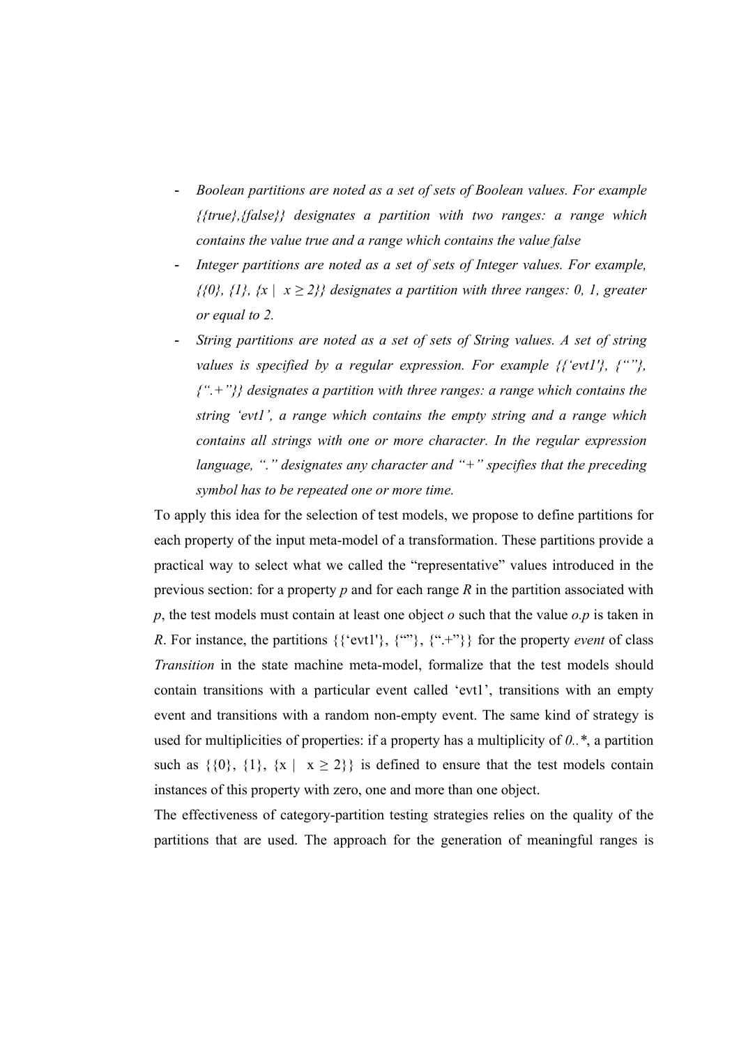- *Boolean partitions are noted as a set of sets of Boolean values. For example {{true},{false}} designates a partition with two ranges: a range which contains the value true and a range which contains the value false*
- *Integer partitions are noted as a set of sets of Integer values. For example, {{0}, {1}, {x | x ≥ 2}} designates a partition with three ranges: 0, 1, greater or equal to 2.*
- *String partitions are noted as a set of sets of String values. A set of string values is specified by a regular expression. For example {{'evt1'}, {""}, {".+"}} designates a partition with three ranges: a range which contains the string 'evt1', a range which contains the empty string and a range which contains all strings with one or more character. In the regular expression language, "." designates any character and "+" specifies that the preceding symbol has to be repeated one or more time.*

To apply this idea for the selection of test models, we propose to define partitions for each property of the input meta-model of a transformation. These partitions provide a practical way to select what we called the "representative" values introduced in the previous section: for a property *p* and for each range *R* in the partition associated with *p*, the test models must contain at least one object *o* such that the value *o.p* is taken in *R*. For instance, the partitions {{'evt1'}, {""}, {".+"}} for the property *event* of class *Transition* in the state machine meta-model, formalize that the test models should contain transitions with a particular event called 'evt1', transitions with an empty event and transitions with a random non-empty event. The same kind of strategy is used for multiplicities of properties: if a property has a multiplicity of *0..**, a partition such as {{0}, {1}, {x | x ≥ 2}} is defined to ensure that the test models contain instances of this property with zero, one and more than one object.

The effectiveness of category-partition testing strategies relies on the quality of the partitions that are used. The approach for the generation of meaningful ranges is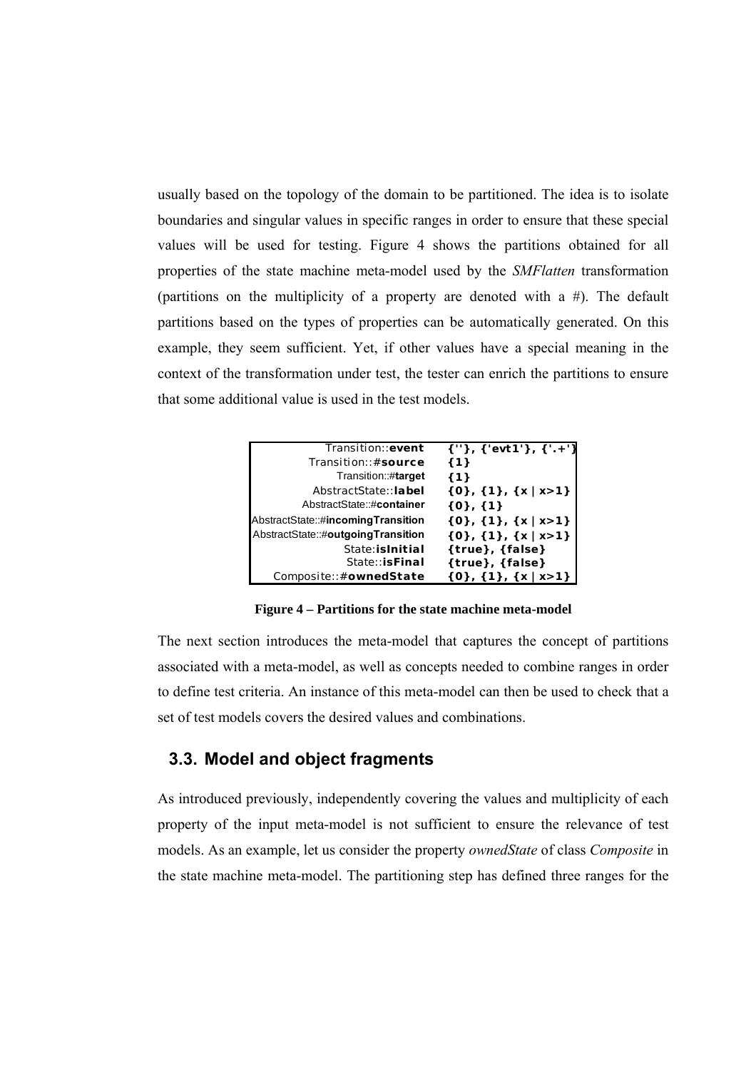usually based on the topology of the domain to be partitioned. The idea is to isolate boundaries and singular values in specific ranges in order to ensure that these special values will be used for testing. Figure 4 shows the partitions obtained for all properties of the state machine meta-model used by the *SMFlatten* transformation (partitions on the multiplicity of a property are denoted with a #). The default partitions based on the types of properties can be automatically generated. On this example, they seem sufficient. Yet, if other values have a special meaning in the context of the transformation under test, the tester can enrich the partitions to ensure that some additional value is used in the test models.

| | |
|---:|:---|
| Transition::**event** | {''}, {'evt1'}, {'.+'} |
| Transition::#**source** | {1} |
| Transition::#**target** | {1} |
| AbstractState::**label** | {0}, {1}, {x \| x>1} |
| AbstractState::#**container** | {0}, {1} |
| AbstractState::#**incomingTransition** | {0}, {1}, {x \| x>1} |
| AbstractState::#**outgoingTransition** | {0}, {1}, {x \| x>1} |
| State:**isInitial** | {true}, {false} |
| State::**isFinal** | {true}, {false} |
| Composite::#**ownedState** | {0}, {1}, {x \| x>1} |

**Figure 4 – Partitions for the state machine meta-model**

The next section introduces the meta-model that captures the concept of partitions associated with a meta-model, as well as concepts needed to combine ranges in order to define test criteria. An instance of this meta-model can then be used to check that a set of test models covers the desired values and combinations.

## 3.3. Model and object fragments

As introduced previously, independently covering the values and multiplicity of each property of the input meta-model is not sufficient to ensure the relevance of test models. As an example, let us consider the property *ownedState* of class *Composite* in the state machine meta-model. The partitioning step has defined three ranges for the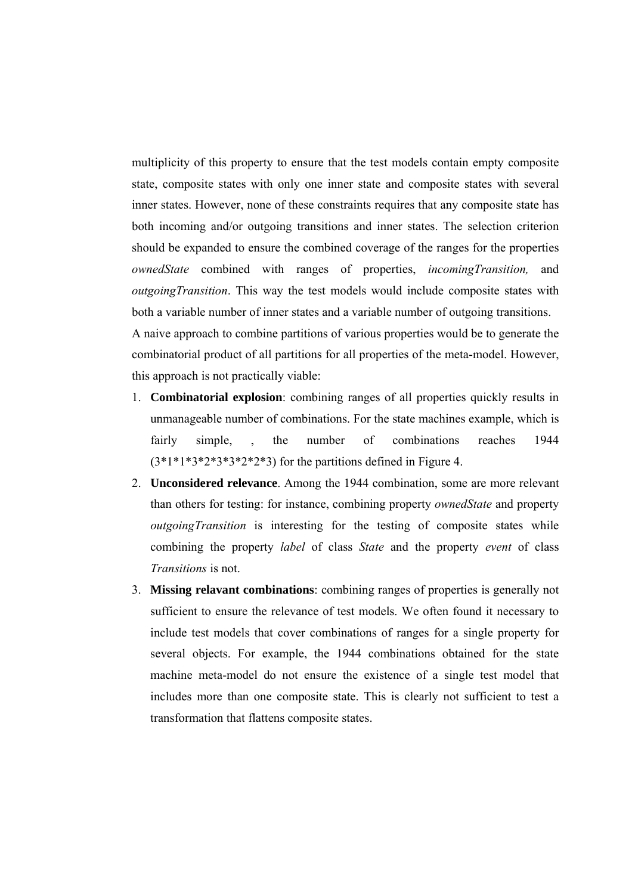multiplicity of this property to ensure that the test models contain empty composite state, composite states with only one inner state and composite states with several inner states. However, none of these constraints requires that any composite state has both incoming and/or outgoing transitions and inner states. The selection criterion should be expanded to ensure the combined coverage of the ranges for the properties *ownedState* combined with ranges of properties, *incomingTransition,* and *outgoingTransition*. This way the test models would include composite states with both a variable number of inner states and a variable number of outgoing transitions.

A naive approach to combine partitions of various properties would be to generate the combinatorial product of all partitions for all properties of the meta-model. However, this approach is not practically viable:

1. **Combinatorial explosion**: combining ranges of all properties quickly results in unmanageable number of combinations. For the state machines example, which is fairly simple, , the number of combinations reaches 1944 (3*1*1*3*2*3*3*2*2*3) for the partitions defined in Figure 4.
2. **Unconsidered relevance**. Among the 1944 combination, some are more relevant than others for testing: for instance, combining property *ownedState* and property *outgoingTransition* is interesting for the testing of composite states while combining the property *label* of class *State* and the property *event* of class *Transitions* is not.
3. **Missing relavant combinations**: combining ranges of properties is generally not sufficient to ensure the relevance of test models. We often found it necessary to include test models that cover combinations of ranges for a single property for several objects. For example, the 1944 combinations obtained for the state machine meta-model do not ensure the existence of a single test model that includes more than one composite state. This is clearly not sufficient to test a transformation that flattens composite states.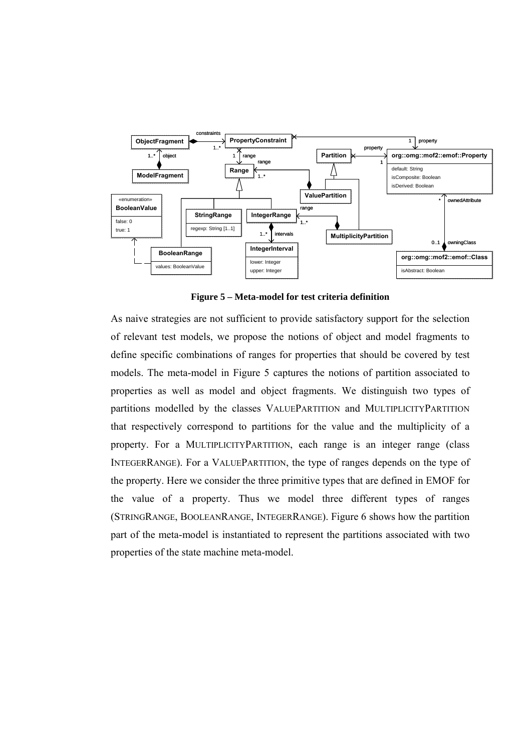**Figure 5 – Meta-model for test criteria definition**

As naive strategies are not sufficient to provide satisfactory support for the selection of relevant test models, we propose the notions of object and model fragments to define specific combinations of ranges for properties that should be covered by test models. The meta-model in Figure 5 captures the notions of partition associated to properties as well as model and object fragments. We distinguish two types of partitions modelled by the classes VALUEPARTITION and MULTIPLICITYPARTITION that respectively correspond to partitions for the value and the multiplicity of a property. For a MULTIPLICITYPARTITION, each range is an integer range (class INTEGERRANGE). For a VALUEPARTITION, the type of ranges depends on the type of the property. Here we consider the three primitive types that are defined in EMOF for the value of a property. Thus we model three different types of ranges (STRINGRANGE, BOOLEANRANGE, INTEGERRANGE). Figure 6 shows how the partition part of the meta-model is instantiated to represent the partitions associated with two properties of the state machine meta-model.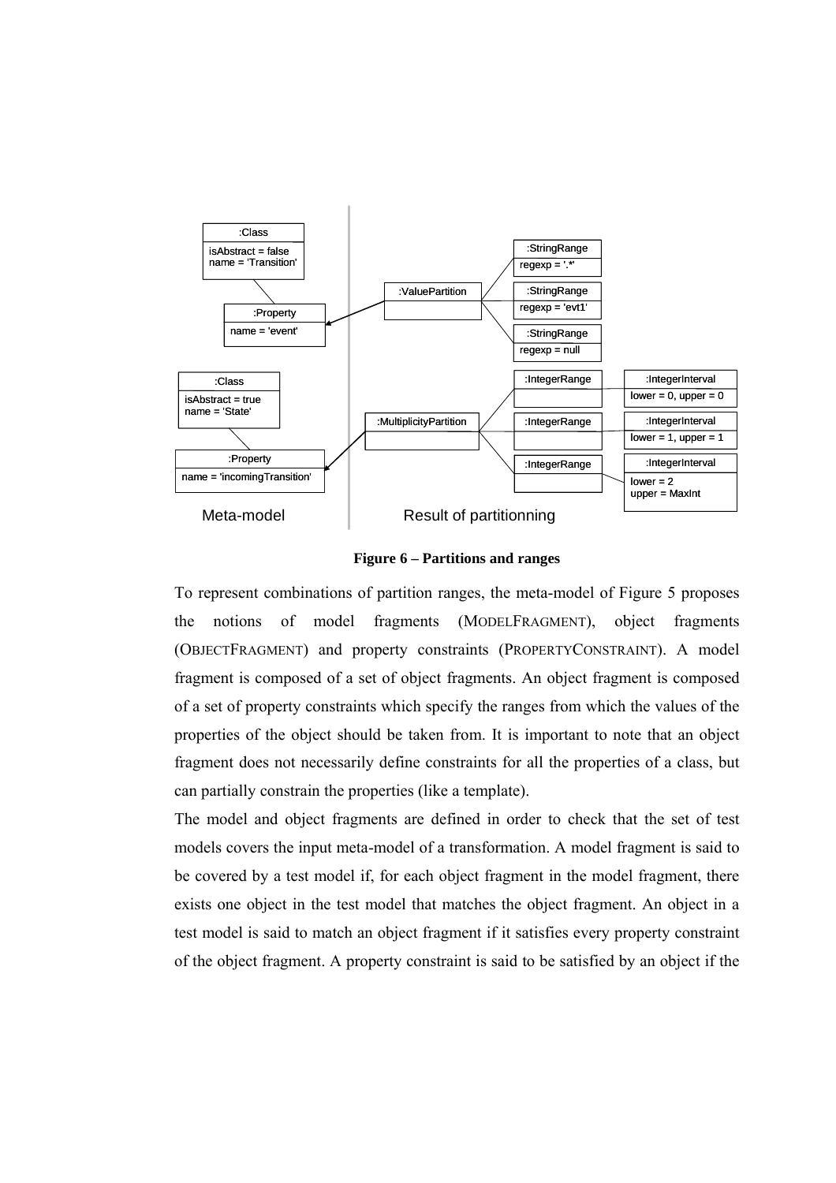**Figure 6 – Partitions and ranges**

To represent combinations of partition ranges, the meta-model of Figure 5 proposes the notions of model fragments (MODELFRAGMENT), object fragments (OBJECTFRAGMENT) and property constraints (PROPERTYCONSTRAINT). A model fragment is composed of a set of object fragments. An object fragment is composed of a set of property constraints which specify the ranges from which the values of the properties of the object should be taken from. It is important to note that an object fragment does not necessarily define constraints for all the properties of a class, but can partially constrain the properties (like a template).

The model and object fragments are defined in order to check that the set of test models covers the input meta-model of a transformation. A model fragment is said to be covered by a test model if, for each object fragment in the model fragment, there exists one object in the test model that matches the object fragment. An object in a test model is said to match an object fragment if it satisfies every property constraint of the object fragment. A property constraint is said to be satisfied by an object if the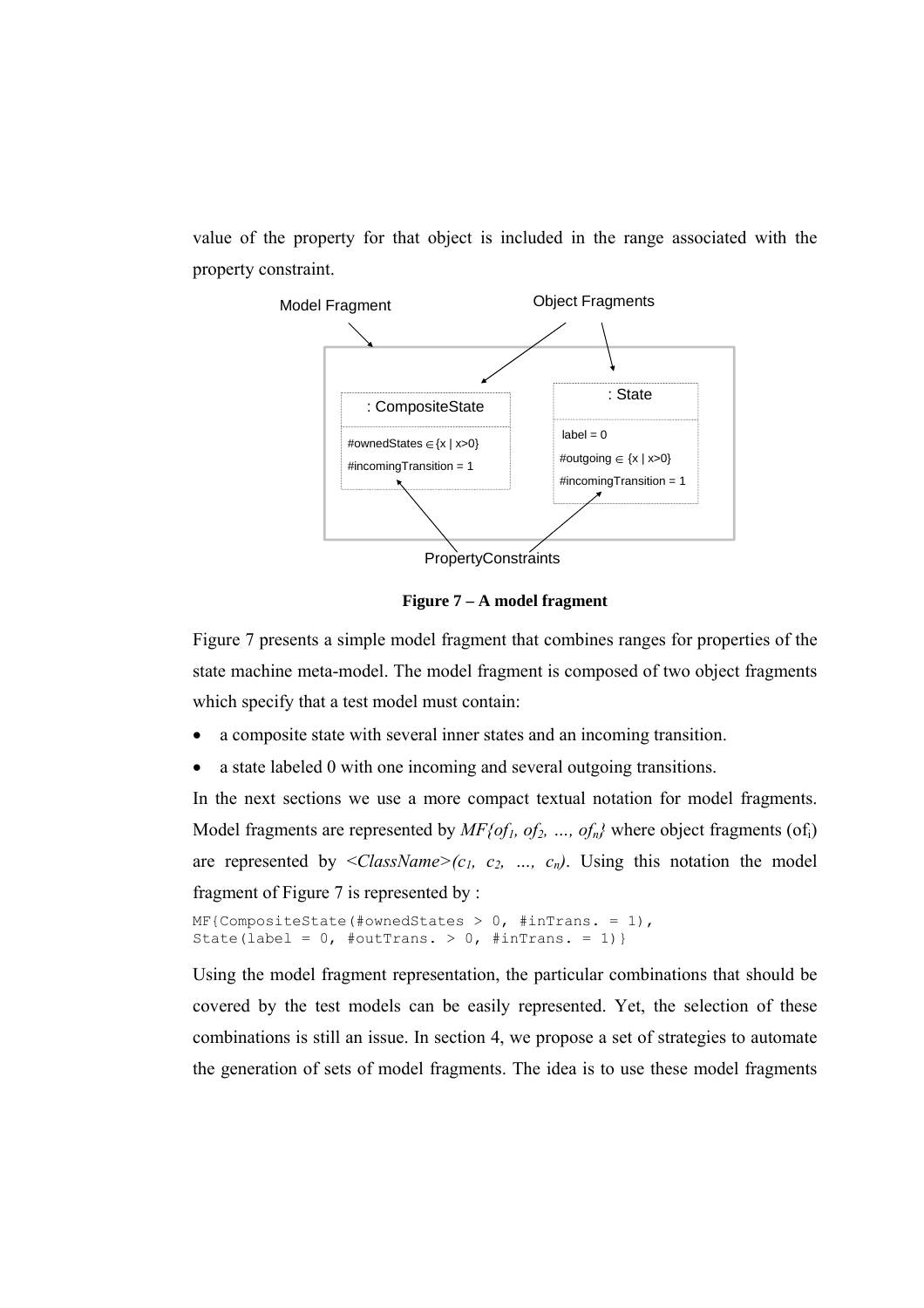value of the property for that object is included in the range associated with the property constraint.

Figure 7 – A model fragment

Figure 7 presents a simple model fragment that combines ranges for properties of the state machine meta-model. The model fragment is composed of two object fragments which specify that a test model must contain:

- a composite state with several inner states and an incoming transition.
- a state labeled 0 with one incoming and several outgoing transitions.

In the next sections we use a more compact textual notation for model fragments. Model fragments are represented by *MF{of₁, of₂, …, ofₙ}* where object fragments ($of_i$) are represented by *<ClassName>(c₁, c₂, …, cₙ)*. Using this notation the model fragment of Figure 7 is represented by :

```
MF{CompositeState(#ownedStates > 0, #inTrans. = 1),
State(label = 0, #outTrans. > 0, #inTrans. = 1)}
```

Using the model fragment representation, the particular combinations that should be covered by the test models can be easily represented. Yet, the selection of these combinations is still an issue. In section 4, we propose a set of strategies to automate the generation of sets of model fragments. The idea is to use these model fragments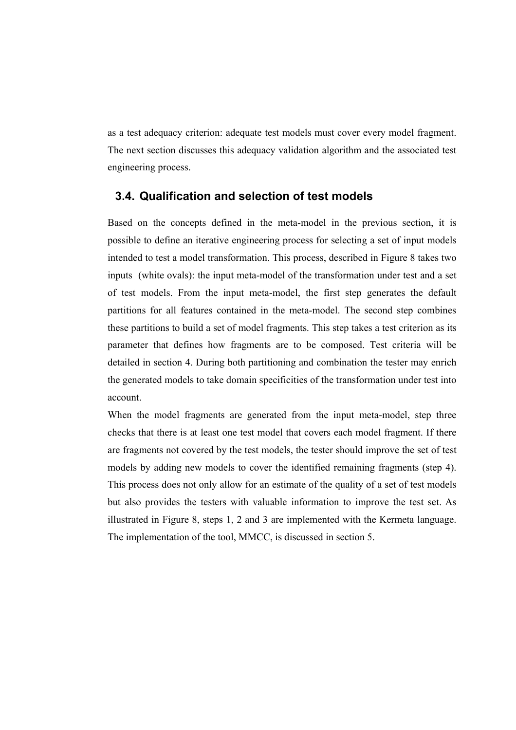as a test adequacy criterion: adequate test models must cover every model fragment. The next section discusses this adequacy validation algorithm and the associated test engineering process.

## 3.4. Qualification and selection of test models

Based on the concepts defined in the meta-model in the previous section, it is possible to define an iterative engineering process for selecting a set of input models intended to test a model transformation. This process, described in Figure 8 takes two inputs (white ovals): the input meta-model of the transformation under test and a set of test models. From the input meta-model, the first step generates the default partitions for all features contained in the meta-model. The second step combines these partitions to build a set of model fragments. This step takes a test criterion as its parameter that defines how fragments are to be composed. Test criteria will be detailed in section 4. During both partitioning and combination the tester may enrich the generated models to take domain specificities of the transformation under test into account.

When the model fragments are generated from the input meta-model, step three checks that there is at least one test model that covers each model fragment. If there are fragments not covered by the test models, the tester should improve the set of test models by adding new models to cover the identified remaining fragments (step 4). This process does not only allow for an estimate of the quality of a set of test models but also provides the testers with valuable information to improve the test set. As illustrated in Figure 8, steps 1, 2 and 3 are implemented with the Kermeta language. The implementation of the tool, MMCC, is discussed in section 5.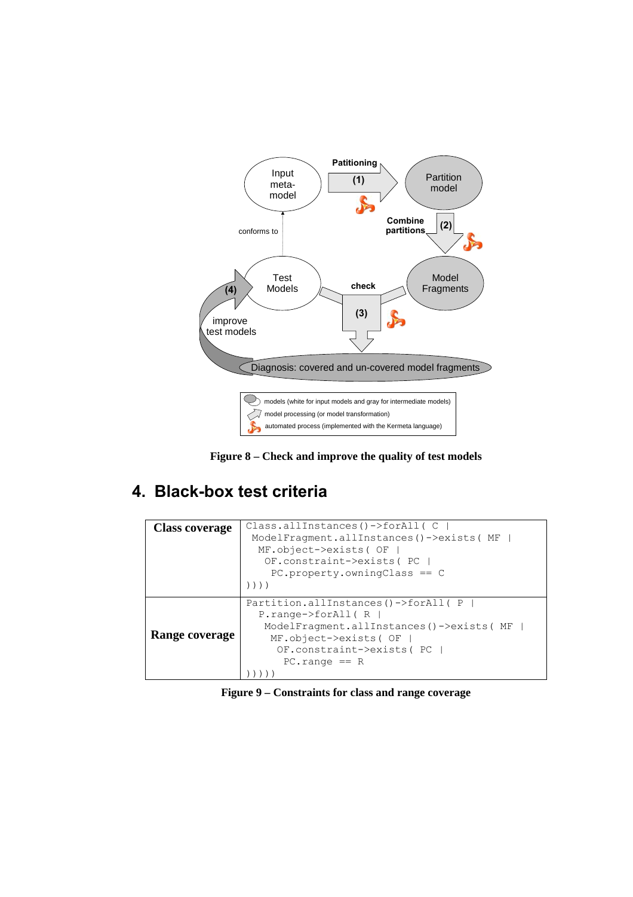**Figure 8 – Check and improve the quality of test models**

## 4. Black-box test criteria

| | |
|---|---|
| **Class coverage** | `Class.allInstances()->forAll( C \| ModelFragment.allInstances()->exists( MF \| MF.object->exists( OF \| OF.constraint->exists( PC \| PC.property.owningClass == C ))))` |
| **Range coverage** | `Partition.allInstances()->forAll( P \| P.range->forAll( R \| ModelFragment.allInstances()->exists( MF \| MF.object->exists( OF \| OF.constraint->exists( PC \| PC.range == R )))))` |

**Figure 9 – Constraints for class and range coverage**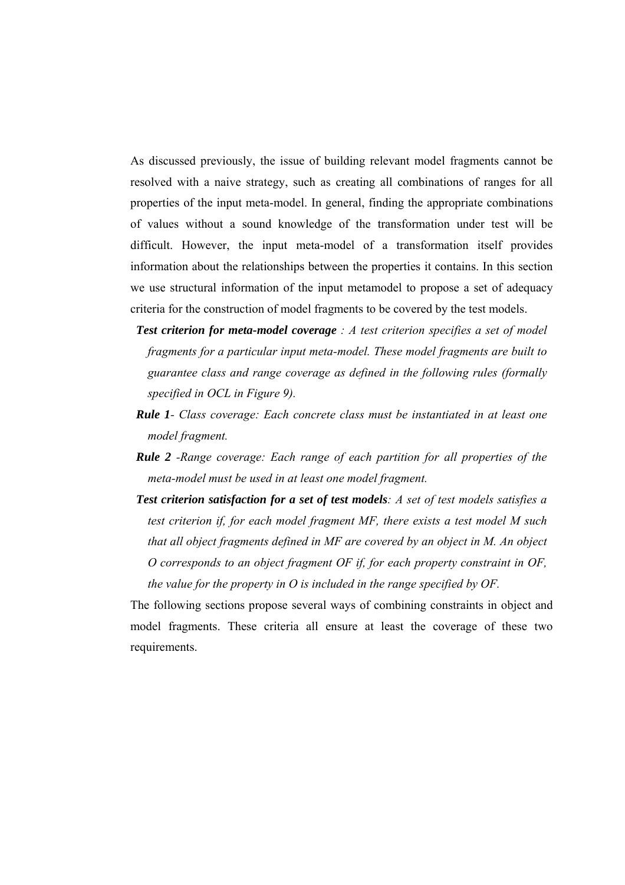As discussed previously, the issue of building relevant model fragments cannot be resolved with a naive strategy, such as creating all combinations of ranges for all properties of the input meta-model. In general, finding the appropriate combinations of values without a sound knowledge of the transformation under test will be difficult. However, the input meta-model of a transformation itself provides information about the relationships between the properties it contains. In this section we use structural information of the input metamodel to propose a set of adequacy criteria for the construction of model fragments to be covered by the test models.

***Test criterion for meta-model coverage** : A test criterion specifies a set of model fragments for a particular input meta-model. These model fragments are built to guarantee class and range coverage as defined in the following rules (formally specified in OCL in Figure 9).*

***Rule 1**- Class coverage: Each concrete class must be instantiated in at least one model fragment.*

***Rule 2** -Range coverage: Each range of each partition for all properties of the meta-model must be used in at least one model fragment.*

***Test criterion satisfaction for a set of test models**: A set of test models satisfies a test criterion if, for each model fragment MF, there exists a test model M such that all object fragments defined in MF are covered by an object in M. An object O corresponds to an object fragment OF if, for each property constraint in OF, the value for the property in O is included in the range specified by OF.*

The following sections propose several ways of combining constraints in object and model fragments. These criteria all ensure at least the coverage of these two requirements.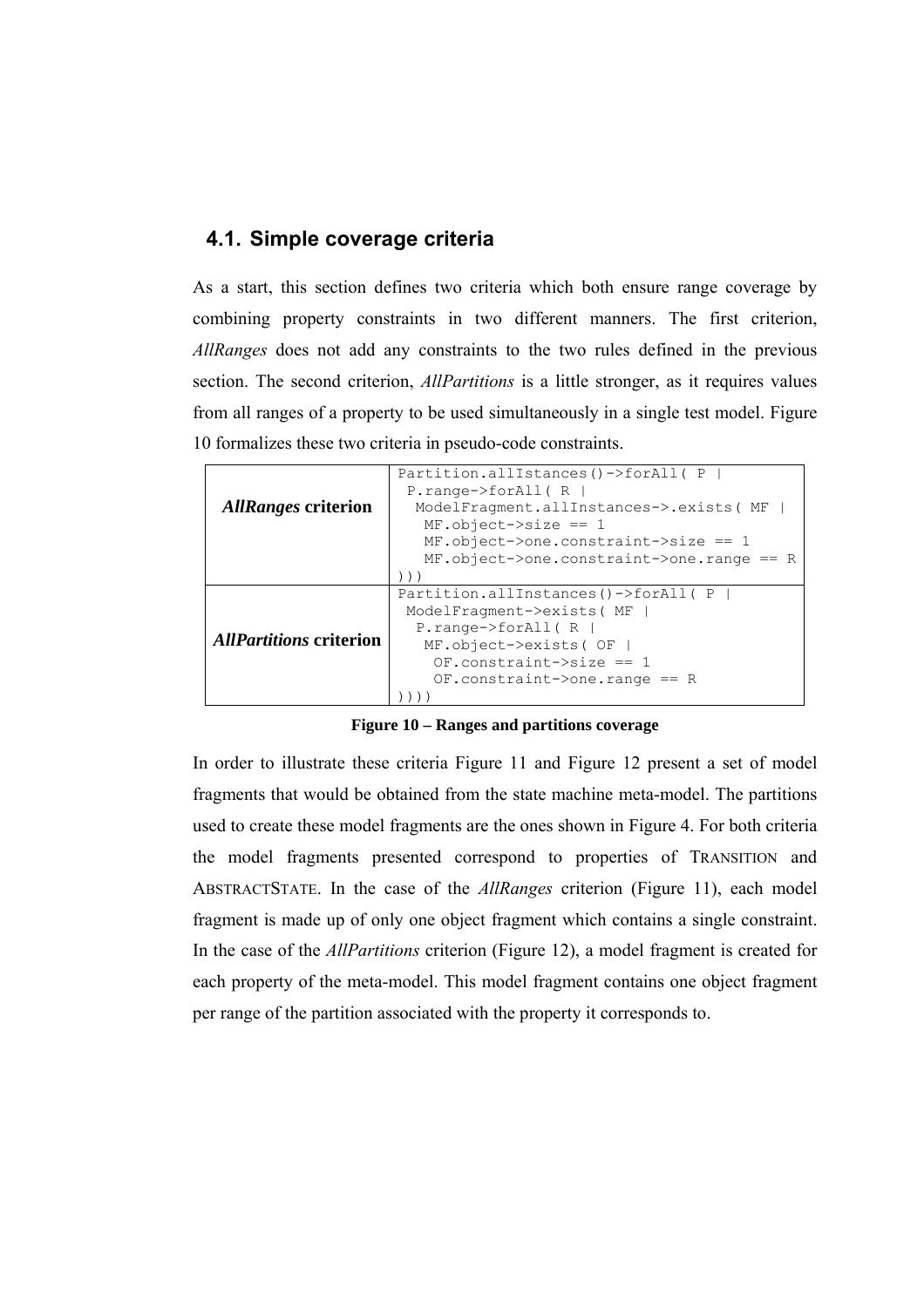## 4.1. Simple coverage criteria

As a start, this section defines two criteria which both ensure range coverage by combining property constraints in two different manners. The first criterion, *AllRanges* does not add any constraints to the two rules defined in the previous section. The second criterion, *AllPartitions* is a little stronger, as it requires values from all ranges of a property to be used simultaneously in a single test model. Figure 10 formalizes these two criteria in pseudo-code constraints.

| | |
|---|---|
| ***AllRanges* criterion** | `Partition.allIstances()->forAll( P \| P.range->forAll( R \| ModelFragment.allInstances->.exists( MF \| MF.object->size == 1 MF.object->one.constraint->size == 1 MF.object->one.constraint->one.range == R )))` |
| ***AllPartitions* criterion** | `Partition.allInstances()->forAll( P \| ModelFragment->exists( MF \| P.range->forAll( R \| MF.object->exists( OF \| OF.constraint->size == 1 OF.constraint->one.range == R ))))` |

**Figure 10 – Ranges and partitions coverage**

In order to illustrate these criteria Figure 11 and Figure 12 present a set of model fragments that would be obtained from the state machine meta-model. The partitions used to create these model fragments are the ones shown in Figure 4. For both criteria the model fragments presented correspond to properties of TRANSITION and ABSTRACTSTATE. In the case of the *AllRanges* criterion (Figure 11), each model fragment is made up of only one object fragment which contains a single constraint. In the case of the *AllPartitions* criterion (Figure 12), a model fragment is created for each property of the meta-model. This model fragment contains one object fragment per range of the partition associated with the property it corresponds to.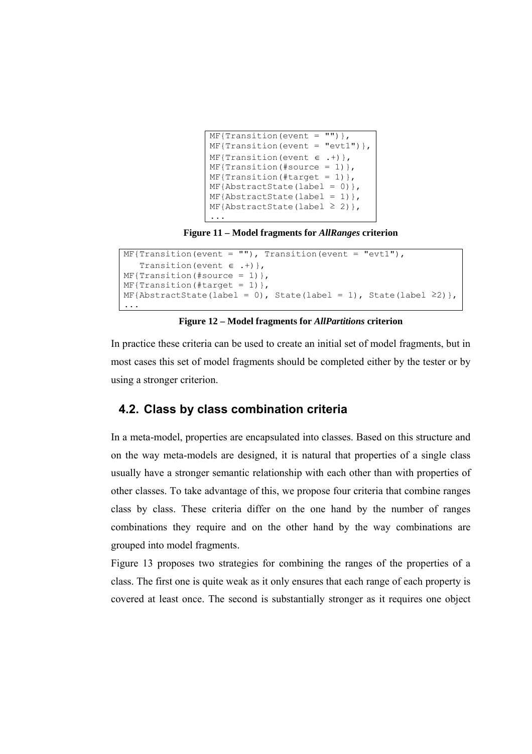```
MF{Transition(event = "")},
MF{Transition(event = "evt1")},
MF{Transition(event ∈ .+)},
MF{Transition(#source = 1)},
MF{Transition(#target = 1)},
MF{AbstractState(label = 0)},
MF{AbstractState(label = 1)},
MF{AbstractState(label ≥ 2)},
...
```

**Figure 11 – Model fragments for *AllRanges* criterion**

```
MF{Transition(event = ""), Transition(event = "evt1"),
   Transition(event ∈ .+)},
MF{Transition(#source = 1)},
MF{Transition(#target = 1)},
MF{AbstractState(label = 0), State(label = 1), State(label ≥2)},
...
```

**Figure 12 – Model fragments for *AllPartitions* criterion**

In practice these criteria can be used to create an initial set of model fragments, but in most cases this set of model fragments should be completed either by the tester or by using a stronger criterion.

## 4.2. Class by class combination criteria

In a meta-model, properties are encapsulated into classes. Based on this structure and on the way meta-models are designed, it is natural that properties of a single class usually have a stronger semantic relationship with each other than with properties of other classes. To take advantage of this, we propose four criteria that combine ranges class by class. These criteria differ on the one hand by the number of ranges combinations they require and on the other hand by the way combinations are grouped into model fragments.

Figure 13 proposes two strategies for combining the ranges of the properties of a class. The first one is quite weak as it only ensures that each range of each property is covered at least once. The second is substantially stronger as it requires one object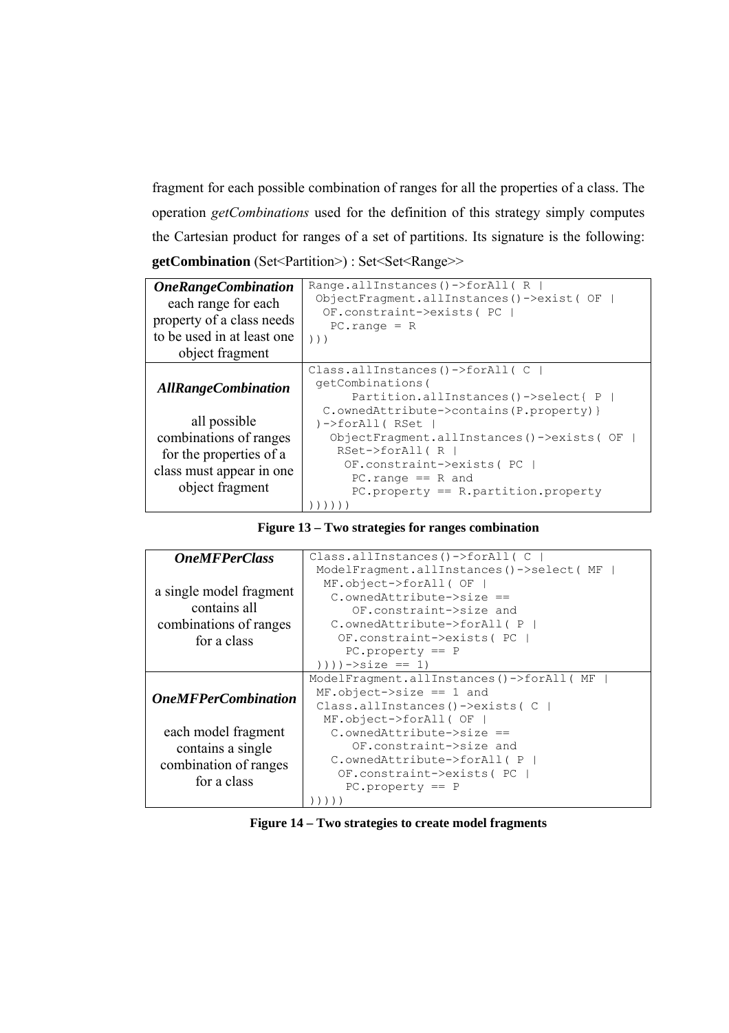fragment for each possible combination of ranges for all the properties of a class. The operation *getCombinations* used for the definition of this strategy simply computes the Cartesian product for ranges of a set of partitions. Its signature is the following: **getCombination** (Set<Partition>) : Set<Set<Range>>

| Strategy | OCL |
|---|---|
| ***OneRangeCombination*** each range for each property of a class needs to be used in at least one object fragment | `Range.allInstances()->forAll( R \| ObjectFragment.allInstances()->exist( OF \| OF.constraint->exists( PC \| PC.range = R )))` |
| ***AllRangeCombination*** all possible combinations of ranges for the properties of a class must appear in one object fragment | `Class.allInstances()->forAll( C \| getCombinations( Partition.allInstances()->select{ P \| C.ownedAttribute->contains(P.property)} )->forAll( RSet \| ObjectFragment.allInstances()->exists( OF \| RSet->forAll( R \| OF.constraint->exists( PC \| PC.range == R and PC.property == R.partition.property ))))))` |

**Figure 13 – Two strategies for ranges combination**

| Strategy | OCL |
|---|---|
| ***OneMFPerClass*** a single model fragment contains all combinations of ranges for a class | `Class.allInstances()->forAll( C \| ModelFragment.allInstances()->select( MF \| MF.object->forAll( OF \| C.ownedAttribute->size == OF.constraint->size and C.ownedAttribute->forAll( P \| OF.constraint->exists( PC \| PC.property == P ))))->size == 1)` |
| ***OneMFPerCombination*** each model fragment contains a single combination of ranges for a class | `ModelFragment.allInstances()->forAll( MF \| MF.object->size == 1 and Class.allInstances()->exists( C \| MF.object->forAll( OF \| C.ownedAttribute->size == OF.constraint->size and C.ownedAttribute->forAll( P \| OF.constraint->exists( PC \| PC.property == P )))))` |

**Figure 14 – Two strategies to create model fragments**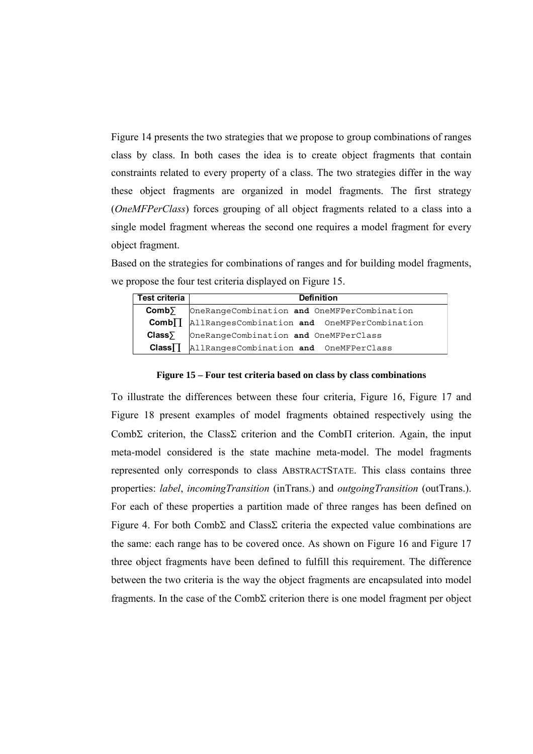Figure 14 presents the two strategies that we propose to group combinations of ranges class by class. In both cases the idea is to create object fragments that contain constraints related to every property of a class. The two strategies differ in the way these object fragments are organized in model fragments. The first strategy (*OneMFPerClass*) forces grouping of all object fragments related to a class into a single model fragment whereas the second one requires a model fragment for every object fragment.

Based on the strategies for combinations of ranges and for building model fragments, we propose the four test criteria displayed on Figure 15.

| Test criteria | Definition |
|---|---|
| **Comb∑** | OneRangeCombination **and** OneMFPerCombination |
| **Comb∏** | AllRangesCombination **and** OneMFPerCombination |
| **Class∑** | OneRangeCombination **and** OneMFPerClass |
| **Class∏** | AllRangesCombination **and** OneMFPerClass |

**Figure 15 – Four test criteria based on class by class combinations**

To illustrate the differences between these four criteria, Figure 16, Figure 17 and Figure 18 present examples of model fragments obtained respectively using the CombΣ criterion, the ClassΣ criterion and the CombΠ criterion. Again, the input meta-model considered is the state machine meta-model. The model fragments represented only corresponds to class ABSTRACTSTATE. This class contains three properties: *label*, *incomingTransition* (inTrans.) and *outgoingTransition* (outTrans.). For each of these properties a partition made of three ranges has been defined on Figure 4. For both CombΣ and ClassΣ criteria the expected value combinations are the same: each range has to be covered once. As shown on Figure 16 and Figure 17 three object fragments have been defined to fulfill this requirement. The difference between the two criteria is the way the object fragments are encapsulated into model fragments. In the case of the CombΣ criterion there is one model fragment per object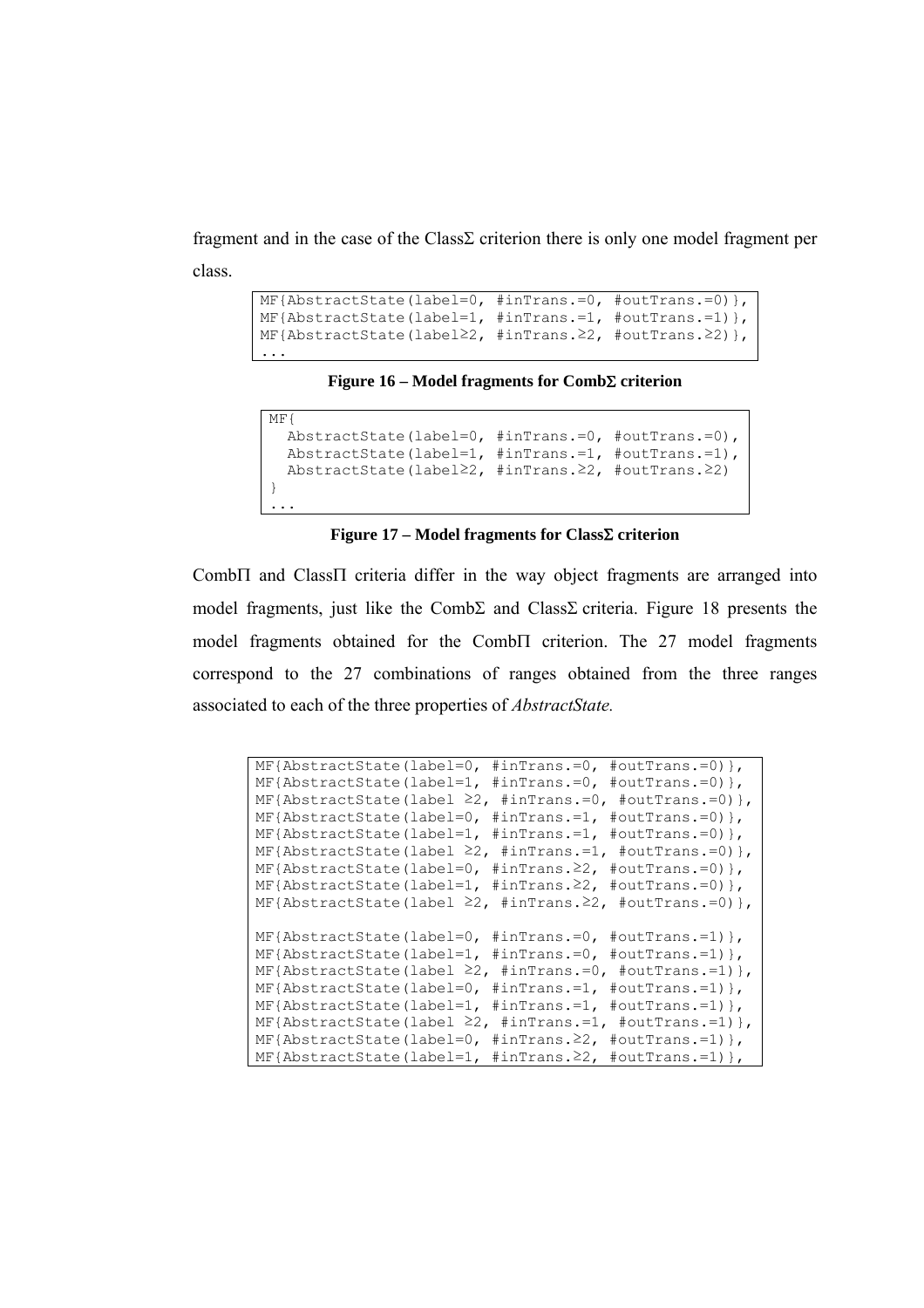fragment and in the case of the ClassΣ criterion there is only one model fragment per class.

```
MF{AbstractState(label=0, #inTrans.=0, #outTrans.=0)},
MF{AbstractState(label=1, #inTrans.=1, #outTrans.=1)},
MF{AbstractState(label≥2, #inTrans.≥2, #outTrans.≥2)},
...
```

**Figure 16 – Model fragments for CombΣ criterion**

```
MF{
  AbstractState(label=0, #inTrans.=0, #outTrans.=0),
  AbstractState(label=1, #inTrans.=1, #outTrans.=1),
  AbstractState(label≥2, #inTrans.≥2, #outTrans.≥2)
}
...
```

**Figure 17 – Model fragments for ClassΣ criterion**

CombΠ and ClassΠ criteria differ in the way object fragments are arranged into model fragments, just like the CombΣ and ClassΣ criteria. Figure 18 presents the model fragments obtained for the CombΠ criterion. The 27 model fragments correspond to the 27 combinations of ranges obtained from the three ranges associated to each of the three properties of *AbstractState.*

```
MF{AbstractState(label=0, #inTrans.=0, #outTrans.=0)},
MF{AbstractState(label=1, #inTrans.=0, #outTrans.=0)},
MF{AbstractState(label ≥2, #inTrans.=0, #outTrans.=0)},
MF{AbstractState(label=0, #inTrans.=1, #outTrans.=0)},
MF{AbstractState(label=1, #inTrans.=1, #outTrans.=0)},
MF{AbstractState(label ≥2, #inTrans.=1, #outTrans.=0)},
MF{AbstractState(label=0, #inTrans.≥2, #outTrans.=0)},
MF{AbstractState(label=1, #inTrans.≥2, #outTrans.=0)},
MF{AbstractState(label ≥2, #inTrans.≥2, #outTrans.=0)},

MF{AbstractState(label=0, #inTrans.=0, #outTrans.=1)},
MF{AbstractState(label=1, #inTrans.=0, #outTrans.=1)},
MF{AbstractState(label ≥2, #inTrans.=0, #outTrans.=1)},
MF{AbstractState(label=0, #inTrans.=1, #outTrans.=1)},
MF{AbstractState(label=1, #inTrans.=1, #outTrans.=1)},
MF{AbstractState(label ≥2, #inTrans.=1, #outTrans.=1)},
MF{AbstractState(label=0, #inTrans.≥2, #outTrans.=1)},
MF{AbstractState(label=1, #inTrans.≥2, #outTrans.=1)},
```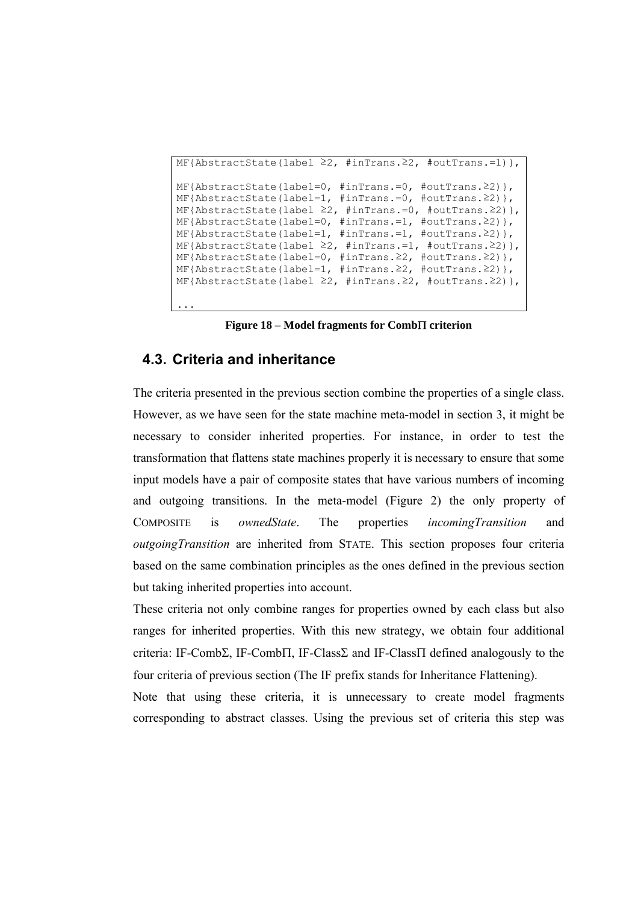```
MF{AbstractState(label ≥2, #inTrans.≥2, #outTrans.=1)},

MF{AbstractState(label=0, #inTrans.=0, #outTrans.≥2)},
MF{AbstractState(label=1, #inTrans.=0, #outTrans.≥2)},
MF{AbstractState(label ≥2, #inTrans.=0, #outTrans.≥2)},
MF{AbstractState(label=0, #inTrans.=1, #outTrans.≥2)},
MF{AbstractState(label=1, #inTrans.=1, #outTrans.≥2)},
MF{AbstractState(label ≥2, #inTrans.=1, #outTrans.≥2)},
MF{AbstractState(label=0, #inTrans.≥2, #outTrans.≥2)},
MF{AbstractState(label=1, #inTrans.≥2, #outTrans.≥2)},
MF{AbstractState(label ≥2, #inTrans.≥2, #outTrans.≥2)},

...
```

**Figure 18 – Model fragments for CombΠ criterion**

## 4.3. Criteria and inheritance

The criteria presented in the previous section combine the properties of a single class. However, as we have seen for the state machine meta-model in section 3, it might be necessary to consider inherited properties. For instance, in order to test the transformation that flattens state machines properly it is necessary to ensure that some input models have a pair of composite states that have various numbers of incoming and outgoing transitions. In the meta-model (Figure 2) the only property of COMPOSITE is *ownedState*. The properties *incomingTransition* and *outgoingTransition* are inherited from STATE. This section proposes four criteria based on the same combination principles as the ones defined in the previous section but taking inherited properties into account.

These criteria not only combine ranges for properties owned by each class but also ranges for inherited properties. With this new strategy, we obtain four additional criteria: IF-CombΣ, IF-CombΠ, IF-ClassΣ and IF-ClassΠ defined analogously to the four criteria of previous section (The IF prefix stands for Inheritance Flattening).

Note that using these criteria, it is unnecessary to create model fragments corresponding to abstract classes. Using the previous set of criteria this step was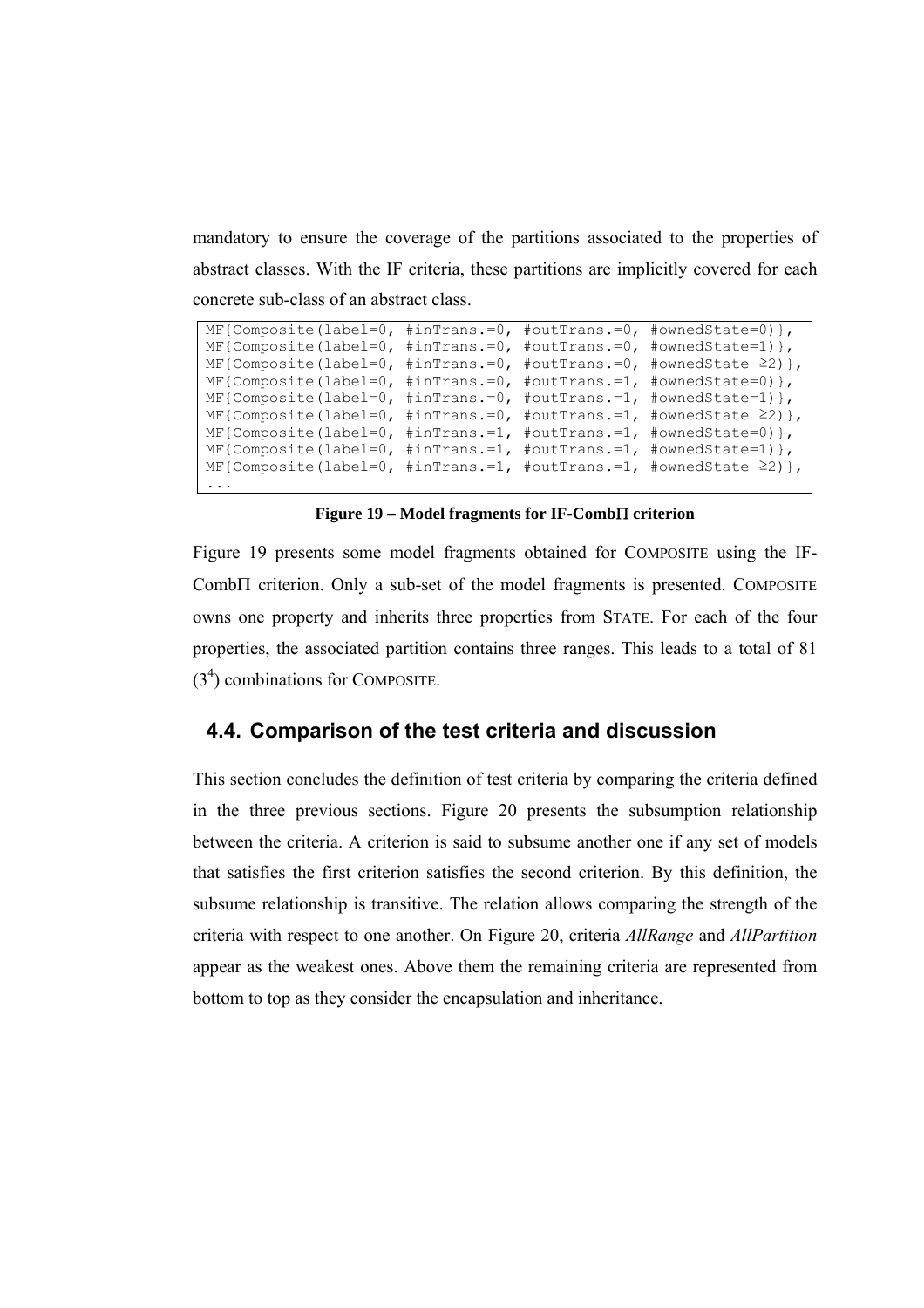mandatory to ensure the coverage of the partitions associated to the properties of abstract classes. With the IF criteria, these partitions are implicitly covered for each concrete sub-class of an abstract class.

```
MF{Composite(label=0, #inTrans.=0, #outTrans.=0, #ownedState=0)},
MF{Composite(label=0, #inTrans.=0, #outTrans.=0, #ownedState=1)},
MF{Composite(label=0, #inTrans.=0, #outTrans.=0, #ownedState ≥2)},
MF{Composite(label=0, #inTrans.=0, #outTrans.=1, #ownedState=0)},
MF{Composite(label=0, #inTrans.=0, #outTrans.=1, #ownedState=1)},
MF{Composite(label=0, #inTrans.=0, #outTrans.=1, #ownedState ≥2)},
MF{Composite(label=0, #inTrans.=1, #outTrans.=1, #ownedState=0)},
MF{Composite(label=0, #inTrans.=1, #outTrans.=1, #ownedState=1)},
MF{Composite(label=0, #inTrans.=1, #outTrans.=1, #ownedState ≥2)},
...
```

**Figure 19 – Model fragments for IF-CombΠ criterion**

Figure 19 presents some model fragments obtained for COMPOSITE using the IF-CombΠ criterion. Only a sub-set of the model fragments is presented. COMPOSITE owns one property and inherits three properties from STATE. For each of the four properties, the associated partition contains three ranges. This leads to a total of 81 ($3^4$) combinations for COMPOSITE.

## 4.4. Comparison of the test criteria and discussion

This section concludes the definition of test criteria by comparing the criteria defined in the three previous sections. Figure 20 presents the subsumption relationship between the criteria. A criterion is said to subsume another one if any set of models that satisfies the first criterion satisfies the second criterion. By this definition, the subsume relationship is transitive. The relation allows comparing the strength of the criteria with respect to one another. On Figure 20, criteria *AllRange* and *AllPartition* appear as the weakest ones. Above them the remaining criteria are represented from bottom to top as they consider the encapsulation and inheritance.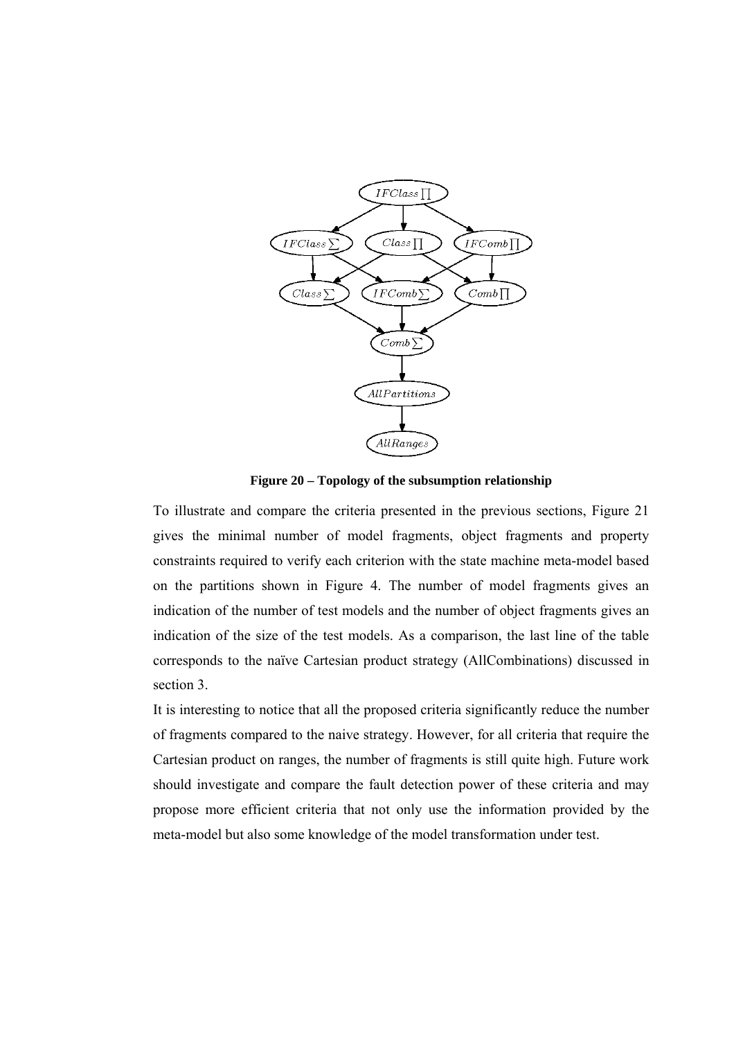**Figure 20 – Topology of the subsumption relationship**

To illustrate and compare the criteria presented in the previous sections, Figure 21 gives the minimal number of model fragments, object fragments and property constraints required to verify each criterion with the state machine meta-model based on the partitions shown in Figure 4. The number of model fragments gives an indication of the number of test models and the number of object fragments gives an indication of the size of the test models. As a comparison, the last line of the table corresponds to the naïve Cartesian product strategy (AllCombinations) discussed in section 3.

It is interesting to notice that all the proposed criteria significantly reduce the number of fragments compared to the naive strategy. However, for all criteria that require the Cartesian product on ranges, the number of fragments is still quite high. Future work should investigate and compare the fault detection power of these criteria and may propose more efficient criteria that not only use the information provided by the meta-model but also some knowledge of the model transformation under test.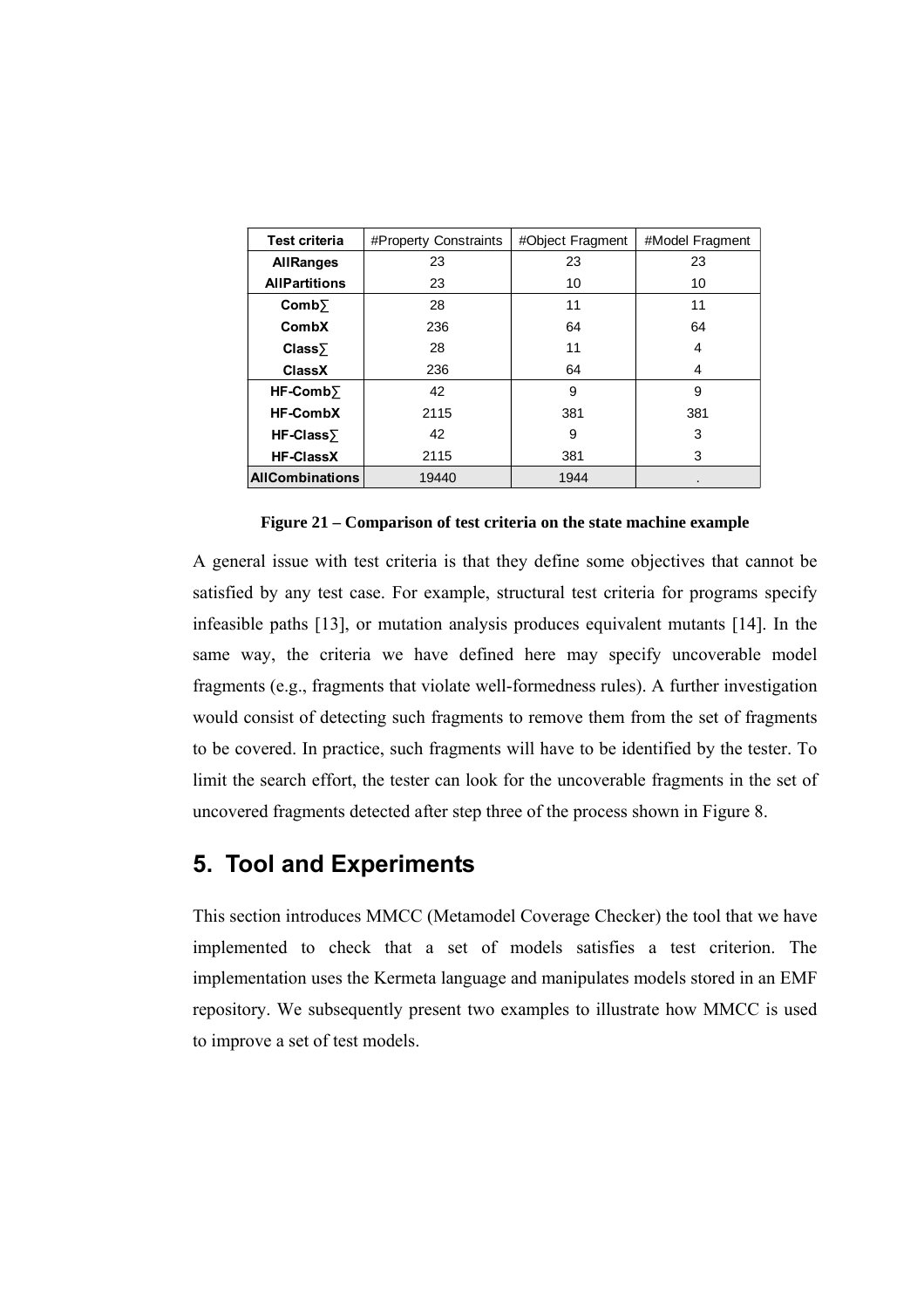| Test criteria | #Property Constraints | #Object Fragment | #Model Fragment |
|---|---|---|---|
| **AllRanges** | 23 | 23 | 23 |
| **AllPartitions** | 23 | 10 | 10 |
| **Comb∑** | 28 | 11 | 11 |
| **CombX** | 236 | 64 | 64 |
| **Class∑** | 28 | 11 | 4 |
| **ClassX** | 236 | 64 | 4 |
| **HF-Comb∑** | 42 | 9 | 9 |
| **HF-CombX** | 2115 | 381 | 381 |
| **HF-Class∑** | 42 | 9 | 3 |
| **HF-ClassX** | 2115 | 381 | 3 |
| **AllCombinations** | 19440 | 1944 | . |

**Figure 21 – Comparison of test criteria on the state machine example**

A general issue with test criteria is that they define some objectives that cannot be satisfied by any test case. For example, structural test criteria for programs specify infeasible paths [13], or mutation analysis produces equivalent mutants [14]. In the same way, the criteria we have defined here may specify uncoverable model fragments (e.g., fragments that violate well-formedness rules). A further investigation would consist of detecting such fragments to remove them from the set of fragments to be covered. In practice, such fragments will have to be identified by the tester. To limit the search effort, the tester can look for the uncoverable fragments in the set of uncovered fragments detected after step three of the process shown in Figure 8.

# 5. Tool and Experiments

This section introduces MMCC (Metamodel Coverage Checker) the tool that we have implemented to check that a set of models satisfies a test criterion. The implementation uses the Kermeta language and manipulates models stored in an EMF repository. We subsequently present two examples to illustrate how MMCC is used to improve a set of test models.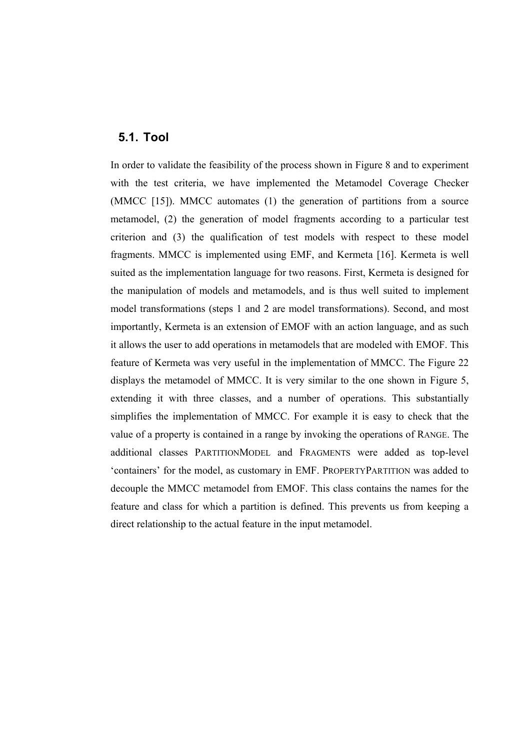## 5.1. Tool

In order to validate the feasibility of the process shown in Figure 8 and to experiment with the test criteria, we have implemented the Metamodel Coverage Checker (MMCC [15]). MMCC automates (1) the generation of partitions from a source metamodel, (2) the generation of model fragments according to a particular test criterion and (3) the qualification of test models with respect to these model fragments. MMCC is implemented using EMF, and Kermeta [16]. Kermeta is well suited as the implementation language for two reasons. First, Kermeta is designed for the manipulation of models and metamodels, and is thus well suited to implement model transformations (steps 1 and 2 are model transformations). Second, and most importantly, Kermeta is an extension of EMOF with an action language, and as such it allows the user to add operations in metamodels that are modeled with EMOF. This feature of Kermeta was very useful in the implementation of MMCC. The Figure 22 displays the metamodel of MMCC. It is very similar to the one shown in Figure 5, extending it with three classes, and a number of operations. This substantially simplifies the implementation of MMCC. For example it is easy to check that the value of a property is contained in a range by invoking the operations of RANGE. The additional classes PARTITIONMODEL and FRAGMENTS were added as top-level 'containers' for the model, as customary in EMF. PROPERTYPARTITION was added to decouple the MMCC metamodel from EMOF. This class contains the names for the feature and class for which a partition is defined. This prevents us from keeping a direct relationship to the actual feature in the input metamodel.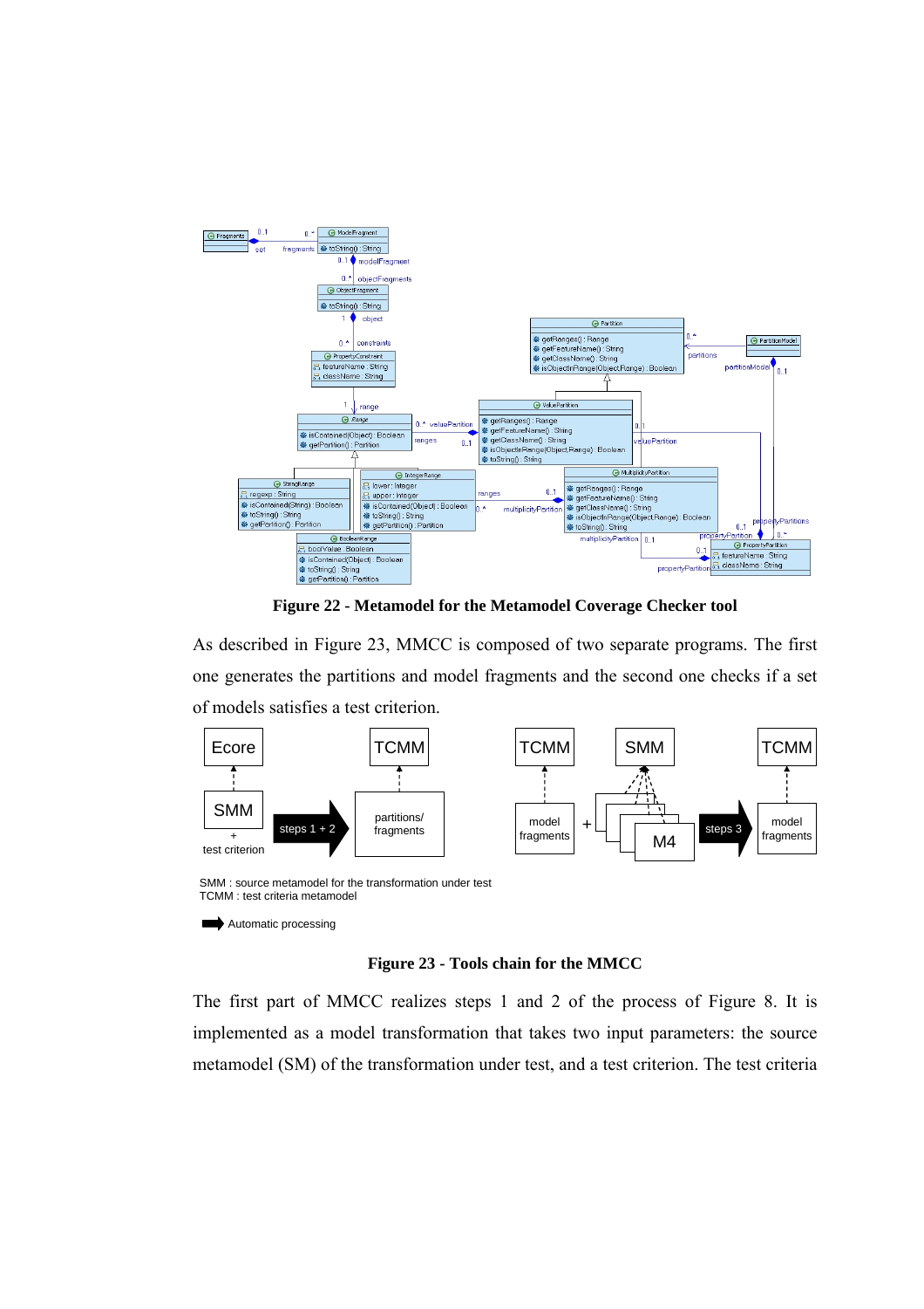**Figure 22 - Metamodel for the Metamodel Coverage Checker tool**

As described in Figure 23, MMCC is composed of two separate programs. The first one generates the partitions and model fragments and the second one checks if a set of models satisfies a test criterion.

**Figure 23 - Tools chain for the MMCC**

The first part of MMCC realizes steps 1 and 2 of the process of Figure 8. It is implemented as a model transformation that takes two input parameters: the source metamodel (SM) of the transformation under test, and a test criterion. The test criteria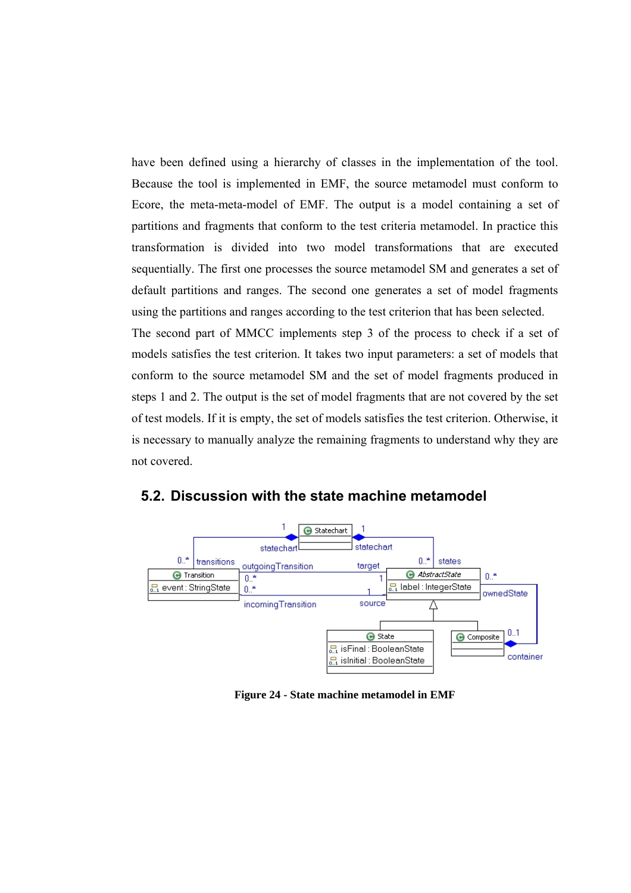have been defined using a hierarchy of classes in the implementation of the tool. Because the tool is implemented in EMF, the source metamodel must conform to Ecore, the meta-meta-model of EMF. The output is a model containing a set of partitions and fragments that conform to the test criteria metamodel. In practice this transformation is divided into two model transformations that are executed sequentially. The first one processes the source metamodel SM and generates a set of default partitions and ranges. The second one generates a set of model fragments using the partitions and ranges according to the test criterion that has been selected.

The second part of MMCC implements step 3 of the process to check if a set of models satisfies the test criterion. It takes two input parameters: a set of models that conform to the source metamodel SM and the set of model fragments produced in steps 1 and 2. The output is the set of model fragments that are not covered by the set of test models. If it is empty, the set of models satisfies the test criterion. Otherwise, it is necessary to manually analyze the remaining fragments to understand why they are not covered.

## 5.2. Discussion with the state machine metamodel

**Figure 24 - State machine metamodel in EMF**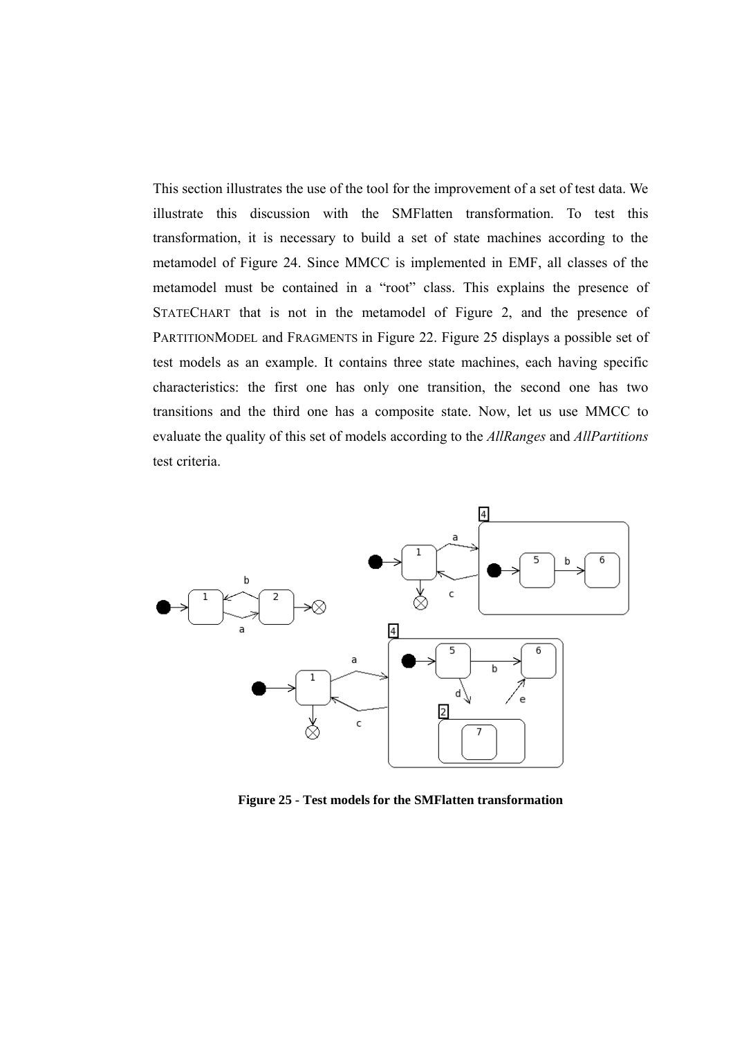This section illustrates the use of the tool for the improvement of a set of test data. We illustrate this discussion with the SMFlatten transformation. To test this transformation, it is necessary to build a set of state machines according to the metamodel of Figure 24. Since MMCC is implemented in EMF, all classes of the metamodel must be contained in a "root" class. This explains the presence of STATECHART that is not in the metamodel of Figure 2, and the presence of PARTITIONMODEL and FRAGMENTS in Figure 22. Figure 25 displays a possible set of test models as an example. It contains three state machines, each having specific characteristics: the first one has only one transition, the second one has two transitions and the third one has a composite state. Now, let us use MMCC to evaluate the quality of this set of models according to the *AllRanges* and *AllPartitions* test criteria.

**Figure 25 - Test models for the SMFlatten transformation**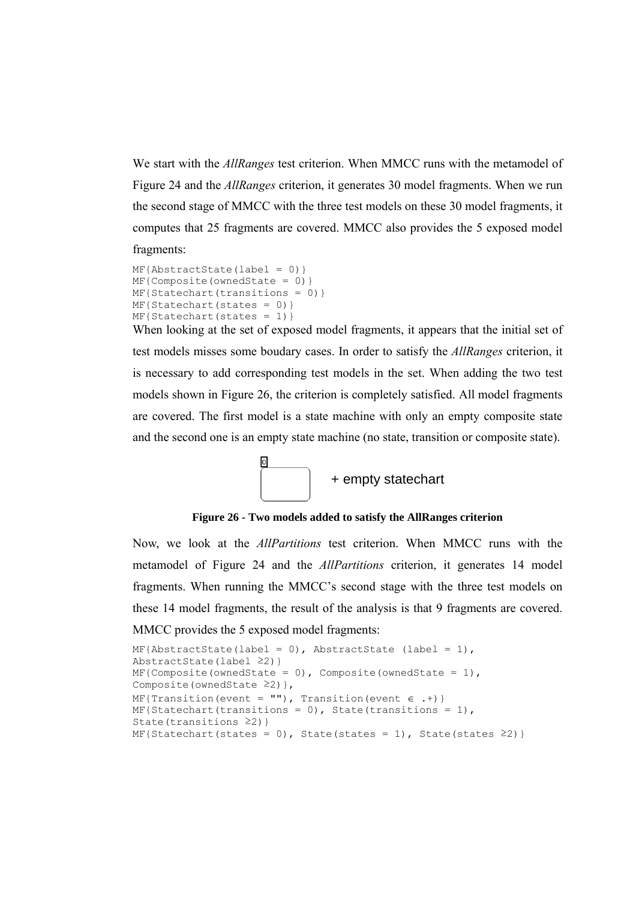We start with the *AllRanges* test criterion. When MMCC runs with the metamodel of Figure 24 and the *AllRanges* criterion, it generates 30 model fragments. When we run the second stage of MMCC with the three test models on these 30 model fragments, it computes that 25 fragments are covered. MMCC also provides the 5 exposed model fragments:

```
MF{AbstractState(label = 0)}
MF{Composite(ownedState = 0)}
MF{Statechart(transitions = 0)}
MF{Statechart(states = 0)}
MF{Statechart(states = 1)}
```

When looking at the set of exposed model fragments, it appears that the initial set of test models misses some boudary cases. In order to satisfy the *AllRanges* criterion, it is necessary to add corresponding test models in the set. When adding the two test models shown in Figure 26, the criterion is completely satisfied. All model fragments are covered. The first model is a state machine with only an empty composite state and the second one is an empty state machine (no state, transition or composite state).

0

+ empty statechart

**Figure 26 - Two models added to satisfy the AllRanges criterion**

Now, we look at the *AllPartitions* test criterion. When MMCC runs with the metamodel of Figure 24 and the *AllPartitions* criterion, it generates 14 model fragments. When running the MMCC's second stage with the three test models on these 14 model fragments, the result of the analysis is that 9 fragments are covered. MMCC provides the 5 exposed model fragments:

```
MF{AbstractState(label = 0), AbstractState (label = 1),
AbstractState(label ≥2)}
MF{Composite(ownedState = 0), Composite(ownedState = 1),
Composite(ownedState ≥2)},
MF{Transition(event = ""), Transition(event ∈ .+)}
MF{Statechart(transitions = 0), State(transitions = 1),
State(transitions ≥2)}
MF{Statechart(states = 0), State(states = 1), State(states ≥2)}
```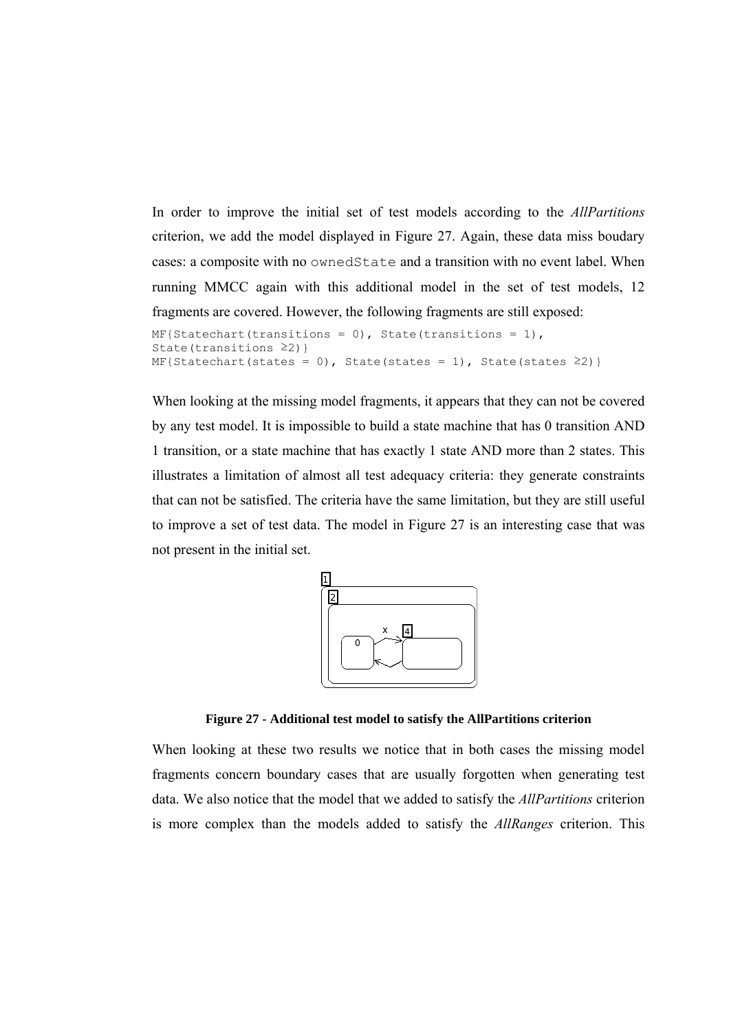In order to improve the initial set of test models according to the *AllPartitions* criterion, we add the model displayed in Figure 27. Again, these data miss boudary cases: a composite with no `ownedState` and a transition with no event label. When running MMCC again with this additional model in the set of test models, 12 fragments are covered. However, the following fragments are still exposed:

```
MF{Statechart(transitions = 0), State(transitions = 1),
State(transitions ≥2)}
MF{Statechart(states = 0), State(states = 1), State(states ≥2)}
```

When looking at the missing model fragments, it appears that they can not be covered by any test model. It is impossible to build a state machine that has 0 transition AND 1 transition, or a state machine that has exactly 1 state AND more than 2 states. This illustrates a limitation of almost all test adequacy criteria: they generate constraints that can not be satisfied. The criteria have the same limitation, but they are still useful to improve a set of test data. The model in Figure 27 is an interesting case that was not present in the initial set.

**Figure 27 - Additional test model to satisfy the AllPartitions criterion**

When looking at these two results we notice that in both cases the missing model fragments concern boundary cases that are usually forgotten when generating test data. We also notice that the model that we added to satisfy the *AllPartitions* criterion is more complex than the models added to satisfy the *AllRanges* criterion. This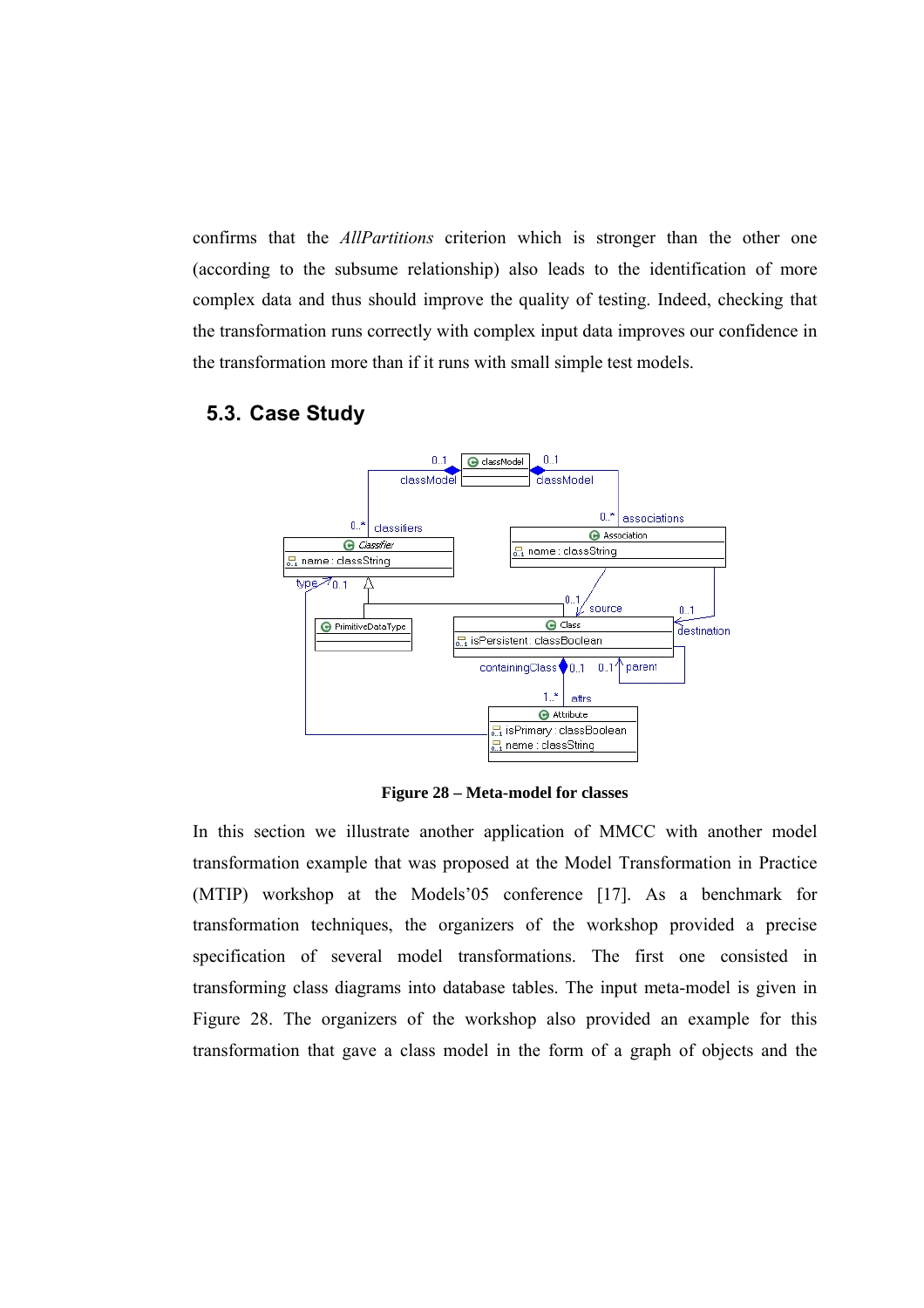confirms that the *AllPartitions* criterion which is stronger than the other one (according to the subsume relationship) also leads to the identification of more complex data and thus should improve the quality of testing. Indeed, checking that the transformation runs correctly with complex input data improves our confidence in the transformation more than if it runs with small simple test models.

## 5.3. Case Study

**Figure 28 – Meta-model for classes**

In this section we illustrate another application of MMCC with another model transformation example that was proposed at the Model Transformation in Practice (MTIP) workshop at the Models'05 conference [17]. As a benchmark for transformation techniques, the organizers of the workshop provided a precise specification of several model transformations. The first one consisted in transforming class diagrams into database tables. The input meta-model is given in Figure 28. The organizers of the workshop also provided an example for this transformation that gave a class model in the form of a graph of objects and the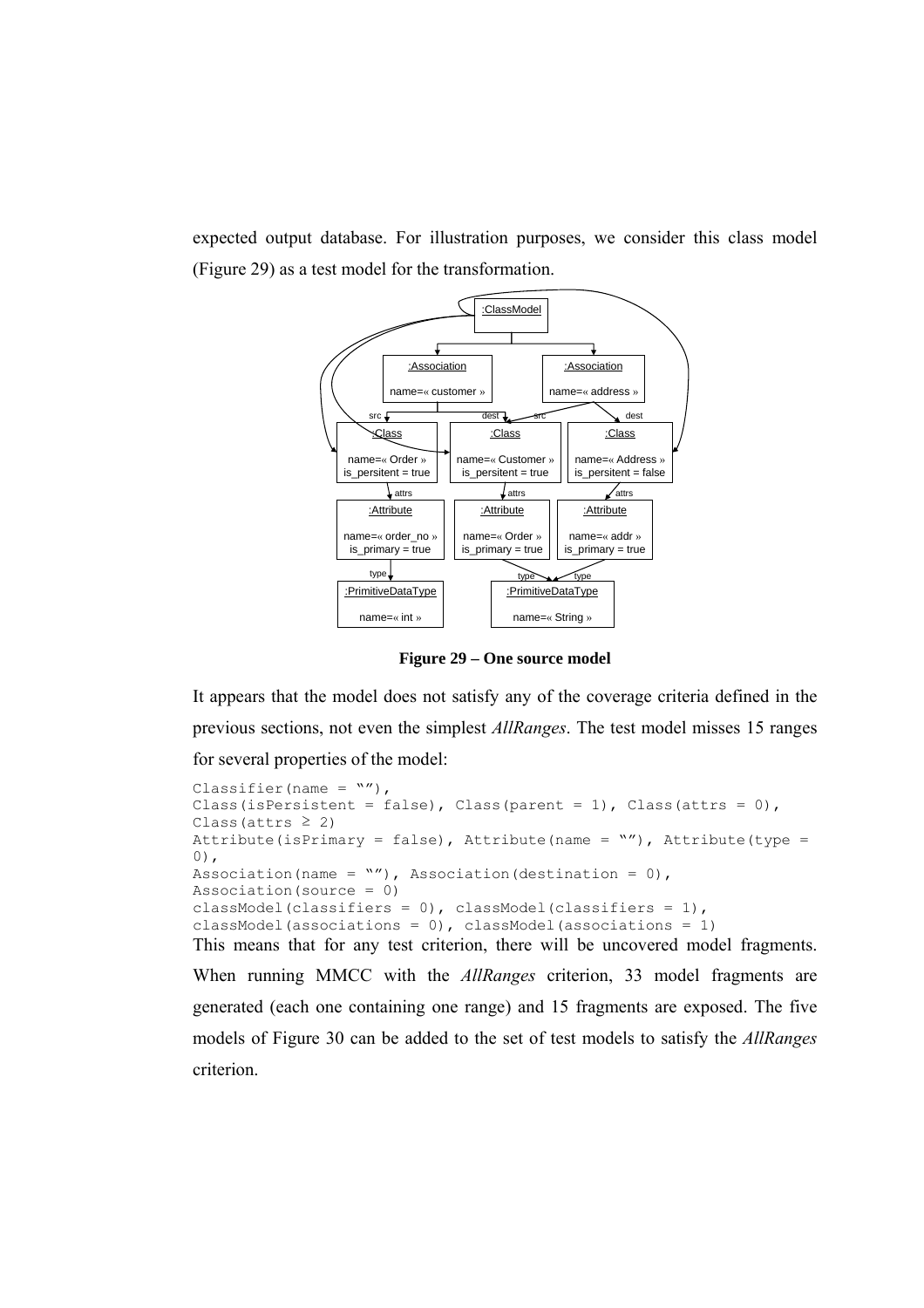expected output database. For illustration purposes, we consider this class model (Figure 29) as a test model for the transformation.

**Figure 29 – One source model**

It appears that the model does not satisfy any of the coverage criteria defined in the previous sections, not even the simplest *AllRanges*. The test model misses 15 ranges for several properties of the model:

```
Classifier(name = ""),
Class(isPersistent = false), Class(parent = 1), Class(attrs = 0),
Class(attrs ≥ 2)
Attribute(isPrimary = false), Attribute(name = ""), Attribute(type =
0),
Association(name = ""), Association(destination = 0),
Association(source = 0)
classModel(classifiers = 0), classModel(classifiers = 1),
classModel(associations = 0), classModel(associations = 1)
```

This means that for any test criterion, there will be uncovered model fragments. When running MMCC with the *AllRanges* criterion, 33 model fragments are generated (each one containing one range) and 15 fragments are exposed. The five models of Figure 30 can be added to the set of test models to satisfy the *AllRanges* criterion.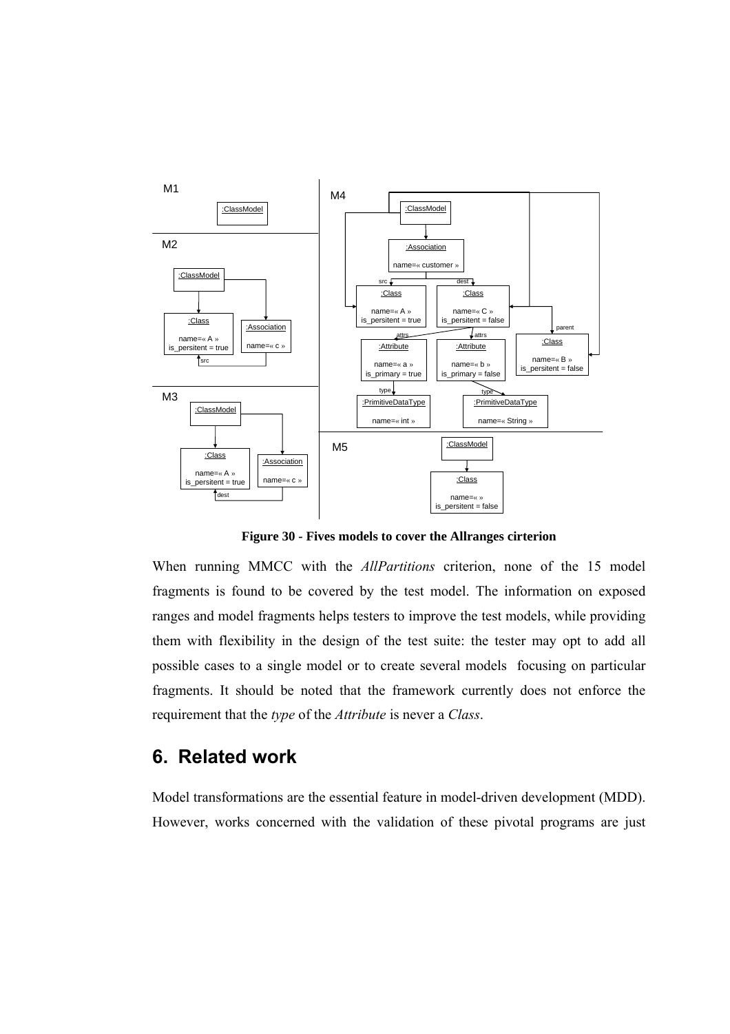**Figure 30 - Fives models to cover the Allranges cirterion**

When running MMCC with the *AllPartitions* criterion, none of the 15 model fragments is found to be covered by the test model. The information on exposed ranges and model fragments helps testers to improve the test models, while providing them with flexibility in the design of the test suite: the tester may opt to add all possible cases to a single model or to create several models focusing on particular fragments. It should be noted that the framework currently does not enforce the requirement that the *type* of the *Attribute* is never a *Class*.

## 6. Related work

Model transformations are the essential feature in model-driven development (MDD). However, works concerned with the validation of these pivotal programs are just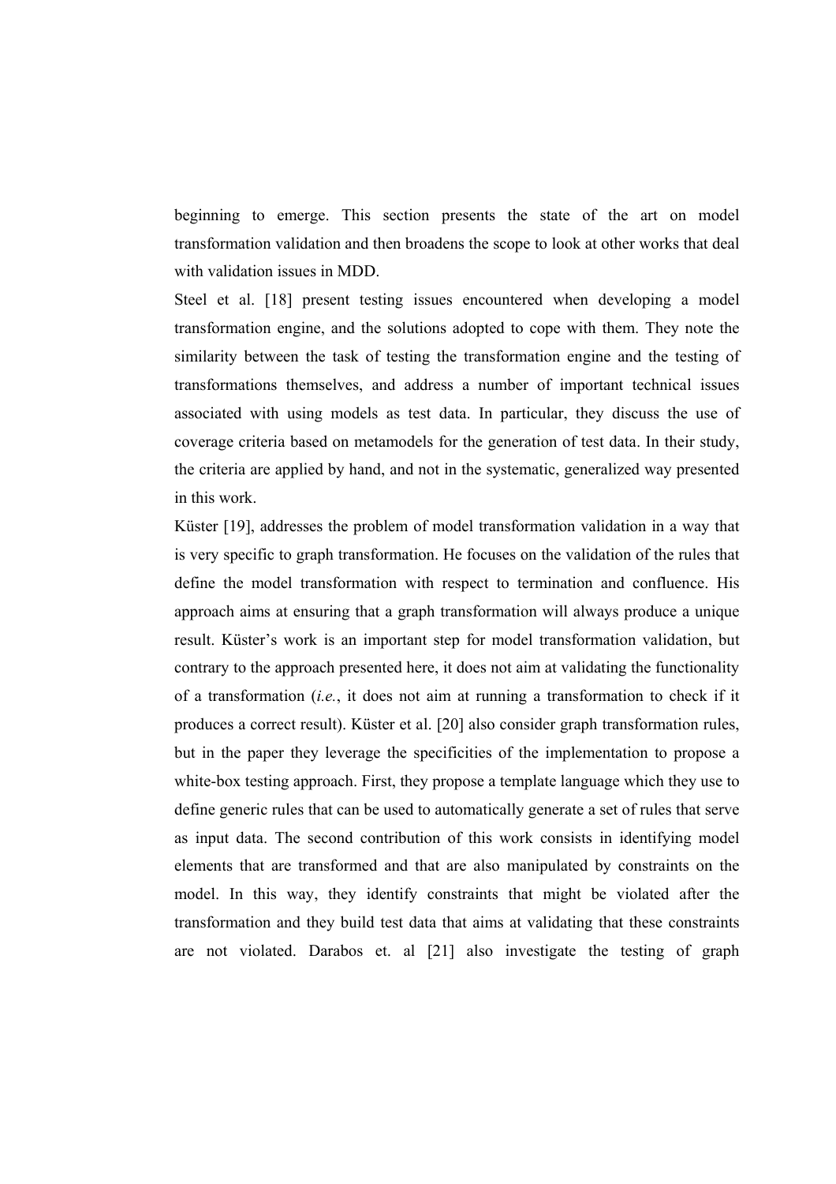beginning to emerge. This section presents the state of the art on model transformation validation and then broadens the scope to look at other works that deal with validation issues in MDD.

Steel et al. [18] present testing issues encountered when developing a model transformation engine, and the solutions adopted to cope with them. They note the similarity between the task of testing the transformation engine and the testing of transformations themselves, and address a number of important technical issues associated with using models as test data. In particular, they discuss the use of coverage criteria based on metamodels for the generation of test data. In their study, the criteria are applied by hand, and not in the systematic, generalized way presented in this work.

Küster [19], addresses the problem of model transformation validation in a way that is very specific to graph transformation. He focuses on the validation of the rules that define the model transformation with respect to termination and confluence. His approach aims at ensuring that a graph transformation will always produce a unique result. Küster's work is an important step for model transformation validation, but contrary to the approach presented here, it does not aim at validating the functionality of a transformation (*i.e.*, it does not aim at running a transformation to check if it produces a correct result). Küster et al. [20] also consider graph transformation rules, but in the paper they leverage the specificities of the implementation to propose a white-box testing approach. First, they propose a template language which they use to define generic rules that can be used to automatically generate a set of rules that serve as input data. The second contribution of this work consists in identifying model elements that are transformed and that are also manipulated by constraints on the model. In this way, they identify constraints that might be violated after the transformation and they build test data that aims at validating that these constraints are not violated. Darabos et. al [21] also investigate the testing of graph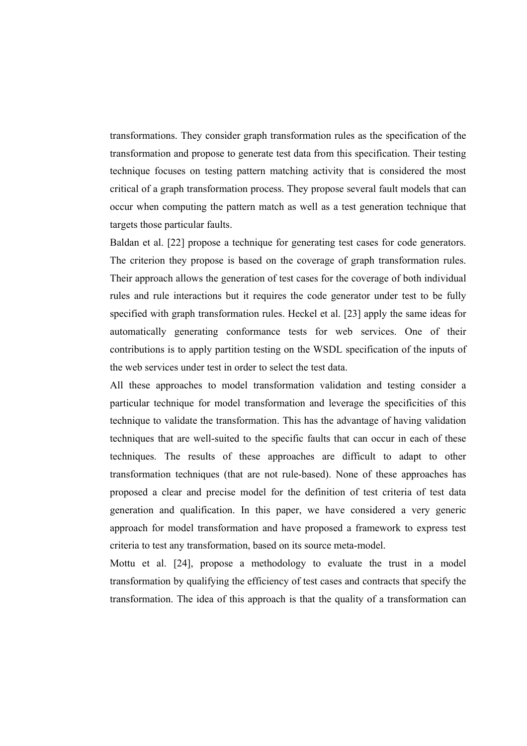transformations. They consider graph transformation rules as the specification of the transformation and propose to generate test data from this specification. Their testing technique focuses on testing pattern matching activity that is considered the most critical of a graph transformation process. They propose several fault models that can occur when computing the pattern match as well as a test generation technique that targets those particular faults.

Baldan et al. [22] propose a technique for generating test cases for code generators. The criterion they propose is based on the coverage of graph transformation rules. Their approach allows the generation of test cases for the coverage of both individual rules and rule interactions but it requires the code generator under test to be fully specified with graph transformation rules. Heckel et al. [23] apply the same ideas for automatically generating conformance tests for web services. One of their contributions is to apply partition testing on the WSDL specification of the inputs of the web services under test in order to select the test data.

All these approaches to model transformation validation and testing consider a particular technique for model transformation and leverage the specificities of this technique to validate the transformation. This has the advantage of having validation techniques that are well-suited to the specific faults that can occur in each of these techniques. The results of these approaches are difficult to adapt to other transformation techniques (that are not rule-based). None of these approaches has proposed a clear and precise model for the definition of test criteria of test data generation and qualification. In this paper, we have considered a very generic approach for model transformation and have proposed a framework to express test criteria to test any transformation, based on its source meta-model.

Mottu et al. [24], propose a methodology to evaluate the trust in a model transformation by qualifying the efficiency of test cases and contracts that specify the transformation. The idea of this approach is that the quality of a transformation can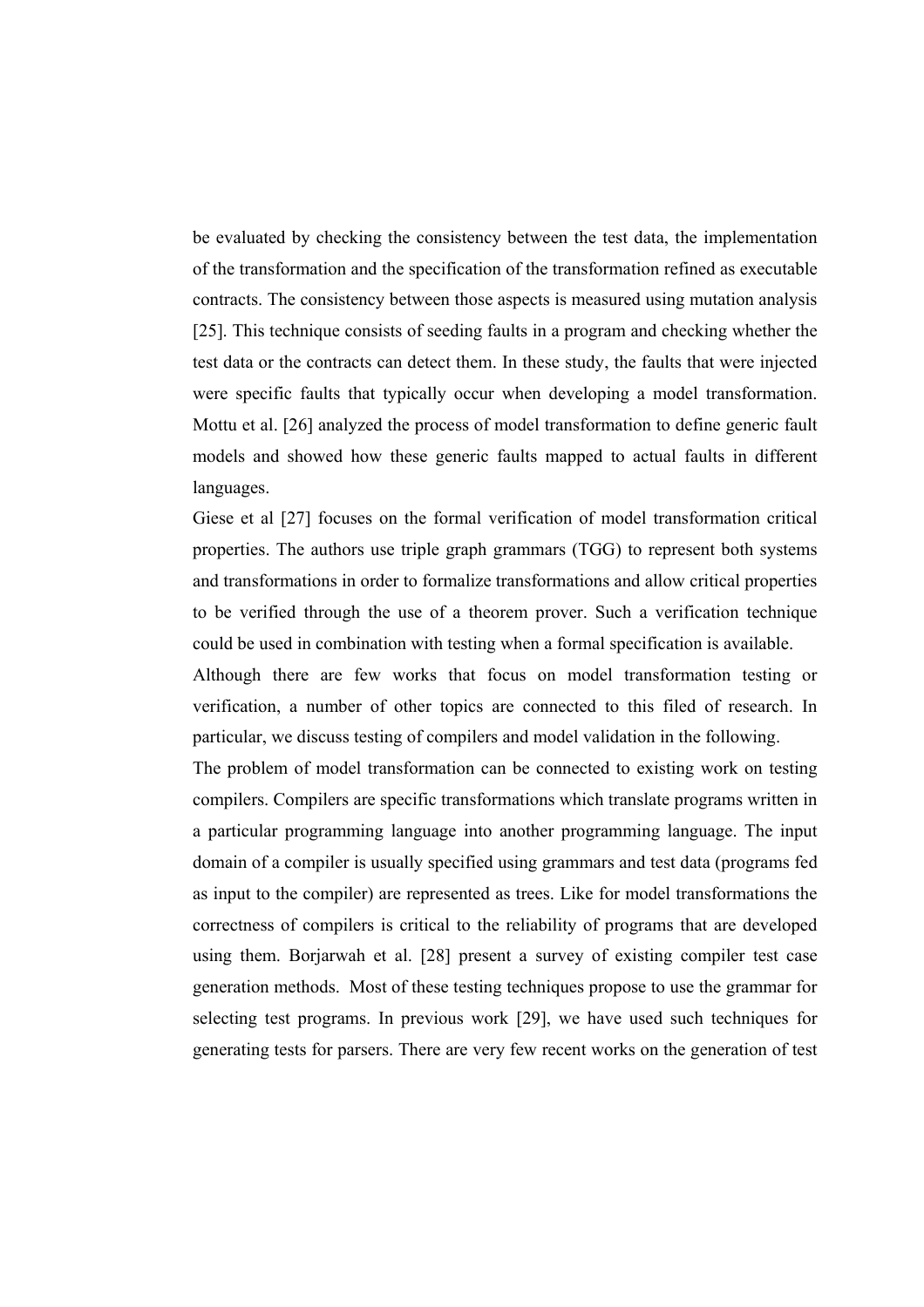be evaluated by checking the consistency between the test data, the implementation of the transformation and the specification of the transformation refined as executable contracts. The consistency between those aspects is measured using mutation analysis [25]. This technique consists of seeding faults in a program and checking whether the test data or the contracts can detect them. In these study, the faults that were injected were specific faults that typically occur when developing a model transformation. Mottu et al. [26] analyzed the process of model transformation to define generic fault models and showed how these generic faults mapped to actual faults in different languages.

Giese et al [27] focuses on the formal verification of model transformation critical properties. The authors use triple graph grammars (TGG) to represent both systems and transformations in order to formalize transformations and allow critical properties to be verified through the use of a theorem prover. Such a verification technique could be used in combination with testing when a formal specification is available.

Although there are few works that focus on model transformation testing or verification, a number of other topics are connected to this filed of research. In particular, we discuss testing of compilers and model validation in the following.

The problem of model transformation can be connected to existing work on testing compilers. Compilers are specific transformations which translate programs written in a particular programming language into another programming language. The input domain of a compiler is usually specified using grammars and test data (programs fed as input to the compiler) are represented as trees. Like for model transformations the correctness of compilers is critical to the reliability of programs that are developed using them. Borjarwah et al. [28] present a survey of existing compiler test case generation methods. Most of these testing techniques propose to use the grammar for selecting test programs. In previous work [29], we have used such techniques for generating tests for parsers. There are very few recent works on the generation of test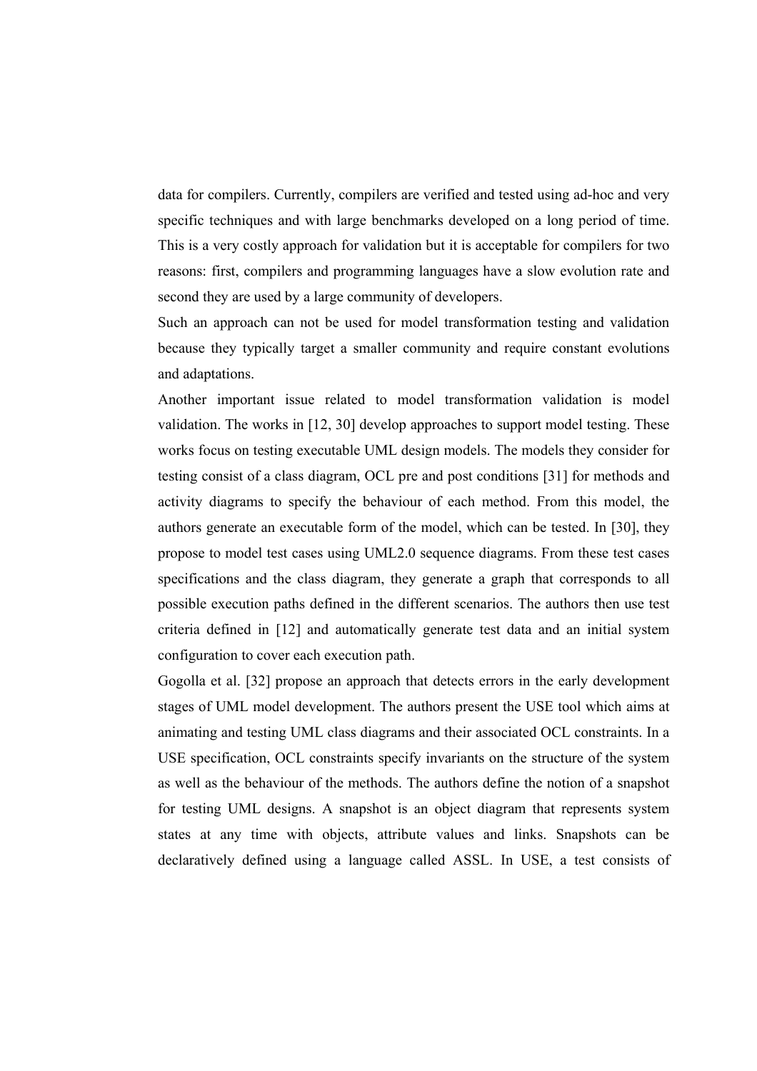data for compilers. Currently, compilers are verified and tested using ad-hoc and very specific techniques and with large benchmarks developed on a long period of time. This is a very costly approach for validation but it is acceptable for compilers for two reasons: first, compilers and programming languages have a slow evolution rate and second they are used by a large community of developers.

Such an approach can not be used for model transformation testing and validation because they typically target a smaller community and require constant evolutions and adaptations.

Another important issue related to model transformation validation is model validation. The works in [12, 30] develop approaches to support model testing. These works focus on testing executable UML design models. The models they consider for testing consist of a class diagram, OCL pre and post conditions [31] for methods and activity diagrams to specify the behaviour of each method. From this model, the authors generate an executable form of the model, which can be tested. In [30], they propose to model test cases using UML2.0 sequence diagrams. From these test cases specifications and the class diagram, they generate a graph that corresponds to all possible execution paths defined in the different scenarios. The authors then use test criteria defined in [12] and automatically generate test data and an initial system configuration to cover each execution path.

Gogolla et al. [32] propose an approach that detects errors in the early development stages of UML model development. The authors present the USE tool which aims at animating and testing UML class diagrams and their associated OCL constraints. In a USE specification, OCL constraints specify invariants on the structure of the system as well as the behaviour of the methods. The authors define the notion of a snapshot for testing UML designs. A snapshot is an object diagram that represents system states at any time with objects, attribute values and links. Snapshots can be declaratively defined using a language called ASSL. In USE, a test consists of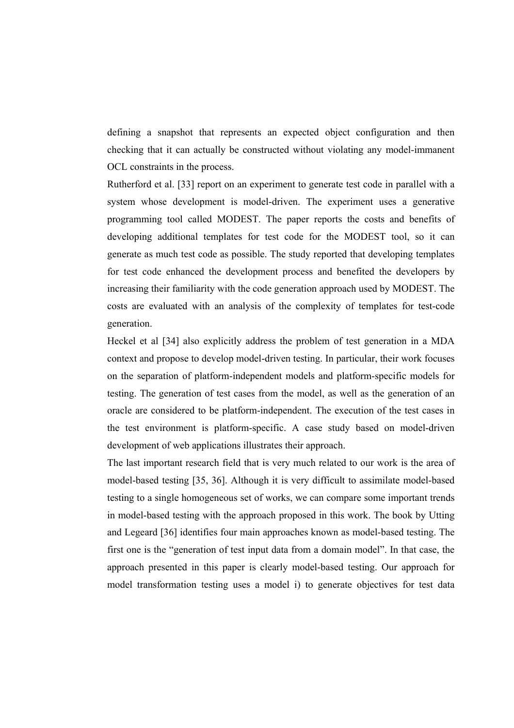defining a snapshot that represents an expected object configuration and then checking that it can actually be constructed without violating any model-immanent OCL constraints in the process.

Rutherford et al. [33] report on an experiment to generate test code in parallel with a system whose development is model-driven. The experiment uses a generative programming tool called MODEST. The paper reports the costs and benefits of developing additional templates for test code for the MODEST tool, so it can generate as much test code as possible. The study reported that developing templates for test code enhanced the development process and benefited the developers by increasing their familiarity with the code generation approach used by MODEST. The costs are evaluated with an analysis of the complexity of templates for test-code generation.

Heckel et al [34] also explicitly address the problem of test generation in a MDA context and propose to develop model-driven testing. In particular, their work focuses on the separation of platform-independent models and platform-specific models for testing. The generation of test cases from the model, as well as the generation of an oracle are considered to be platform-independent. The execution of the test cases in the test environment is platform-specific. A case study based on model-driven development of web applications illustrates their approach.

The last important research field that is very much related to our work is the area of model-based testing [35, 36]. Although it is very difficult to assimilate model-based testing to a single homogeneous set of works, we can compare some important trends in model-based testing with the approach proposed in this work. The book by Utting and Legeard [36] identifies four main approaches known as model-based testing. The first one is the "generation of test input data from a domain model". In that case, the approach presented in this paper is clearly model-based testing. Our approach for model transformation testing uses a model i) to generate objectives for test data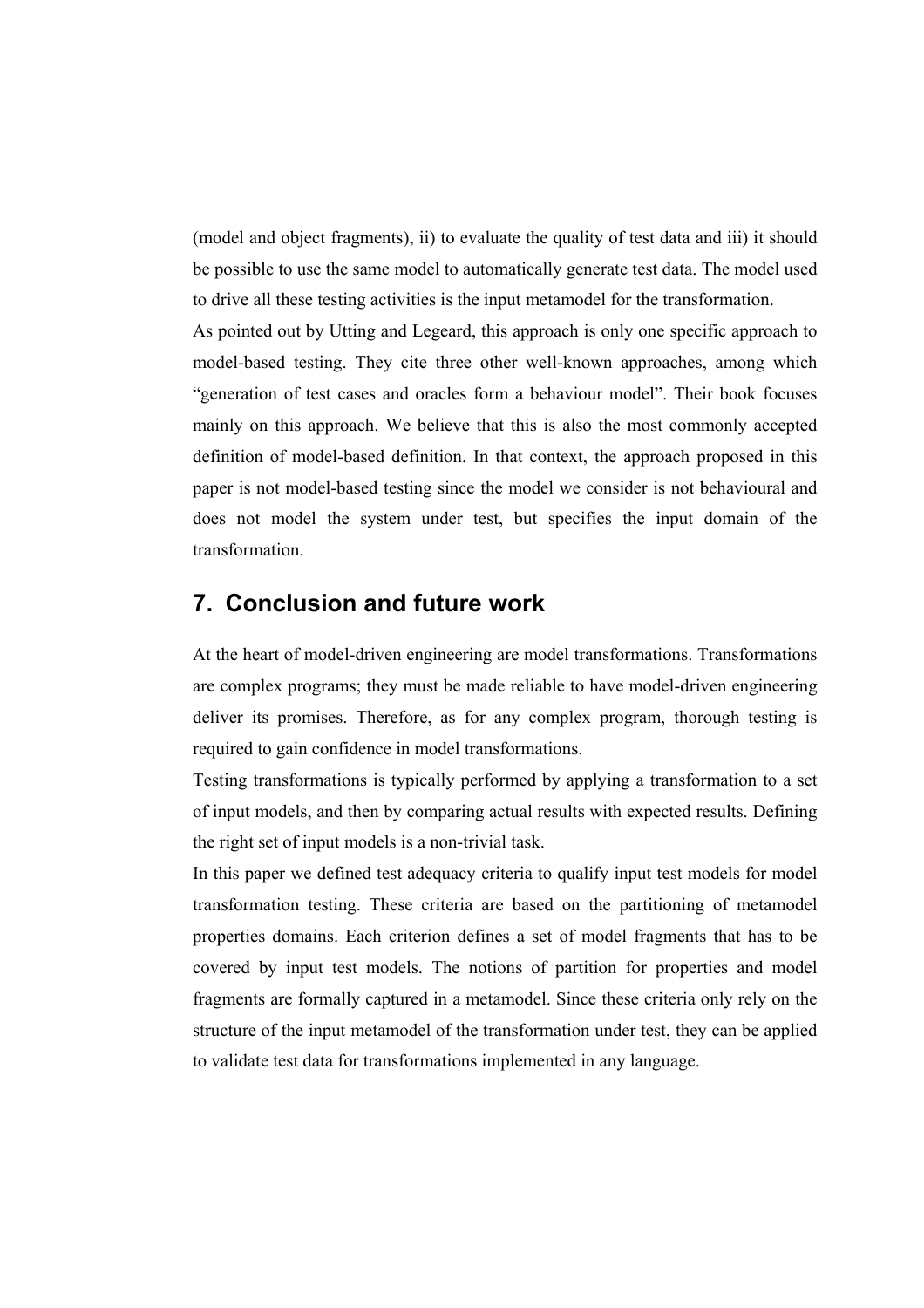(model and object fragments), ii) to evaluate the quality of test data and iii) it should be possible to use the same model to automatically generate test data. The model used to drive all these testing activities is the input metamodel for the transformation.

As pointed out by Utting and Legeard, this approach is only one specific approach to model-based testing. They cite three other well-known approaches, among which "generation of test cases and oracles form a behaviour model". Their book focuses mainly on this approach. We believe that this is also the most commonly accepted definition of model-based definition. In that context, the approach proposed in this paper is not model-based testing since the model we consider is not behavioural and does not model the system under test, but specifies the input domain of the transformation.

## 7. Conclusion and future work

At the heart of model-driven engineering are model transformations. Transformations are complex programs; they must be made reliable to have model-driven engineering deliver its promises. Therefore, as for any complex program, thorough testing is required to gain confidence in model transformations.

Testing transformations is typically performed by applying a transformation to a set of input models, and then by comparing actual results with expected results. Defining the right set of input models is a non-trivial task.

In this paper we defined test adequacy criteria to qualify input test models for model transformation testing. These criteria are based on the partitioning of metamodel properties domains. Each criterion defines a set of model fragments that has to be covered by input test models. The notions of partition for properties and model fragments are formally captured in a metamodel. Since these criteria only rely on the structure of the input metamodel of the transformation under test, they can be applied to validate test data for transformations implemented in any language.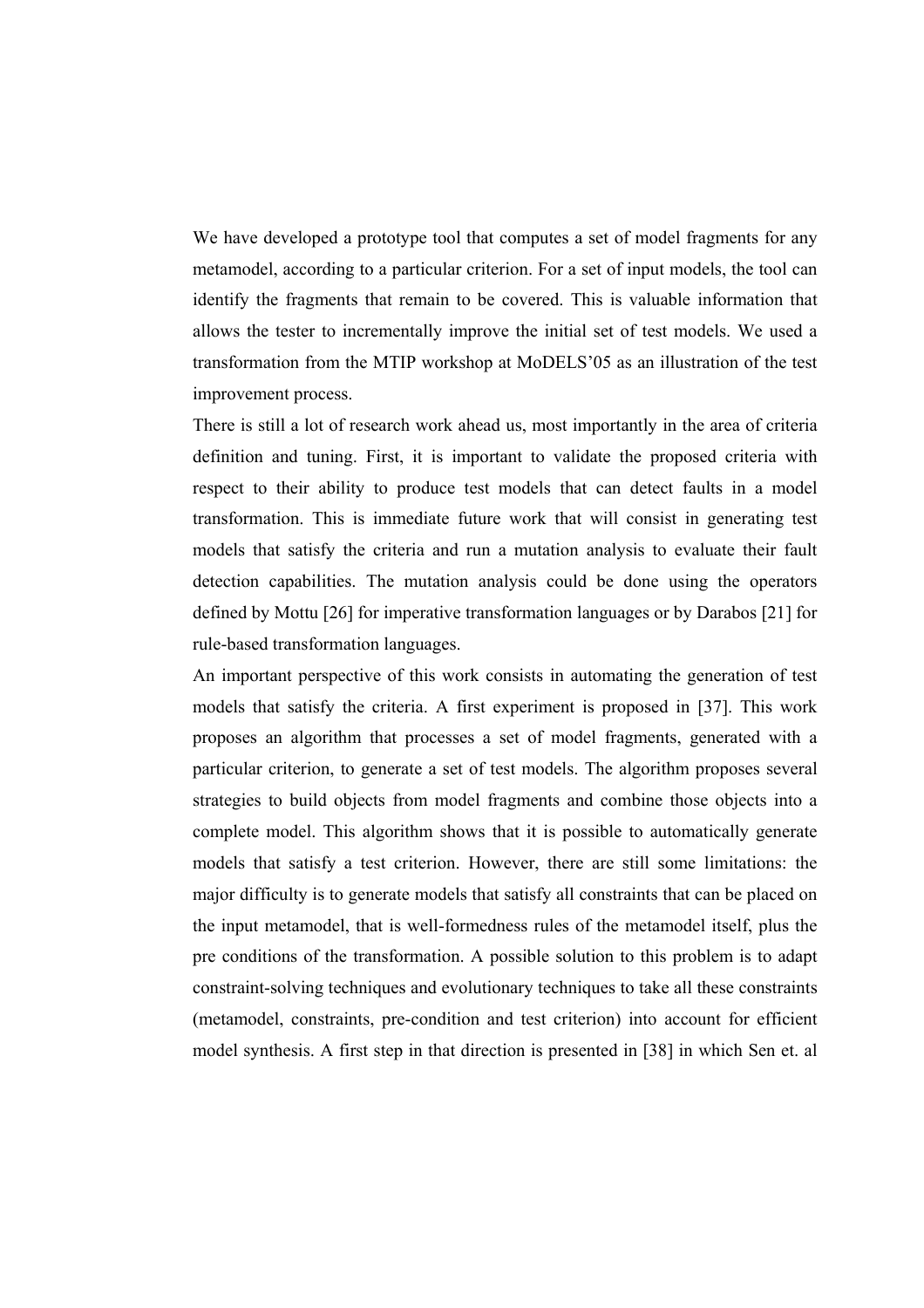We have developed a prototype tool that computes a set of model fragments for any metamodel, according to a particular criterion. For a set of input models, the tool can identify the fragments that remain to be covered. This is valuable information that allows the tester to incrementally improve the initial set of test models. We used a transformation from the MTIP workshop at MoDELS'05 as an illustration of the test improvement process.

There is still a lot of research work ahead us, most importantly in the area of criteria definition and tuning. First, it is important to validate the proposed criteria with respect to their ability to produce test models that can detect faults in a model transformation. This is immediate future work that will consist in generating test models that satisfy the criteria and run a mutation analysis to evaluate their fault detection capabilities. The mutation analysis could be done using the operators defined by Mottu [26] for imperative transformation languages or by Darabos [21] for rule-based transformation languages.

An important perspective of this work consists in automating the generation of test models that satisfy the criteria. A first experiment is proposed in [37]. This work proposes an algorithm that processes a set of model fragments, generated with a particular criterion, to generate a set of test models. The algorithm proposes several strategies to build objects from model fragments and combine those objects into a complete model. This algorithm shows that it is possible to automatically generate models that satisfy a test criterion. However, there are still some limitations: the major difficulty is to generate models that satisfy all constraints that can be placed on the input metamodel, that is well-formedness rules of the metamodel itself, plus the pre conditions of the transformation. A possible solution to this problem is to adapt constraint-solving techniques and evolutionary techniques to take all these constraints (metamodel, constraints, pre-condition and test criterion) into account for efficient model synthesis. A first step in that direction is presented in [38] in which Sen et. al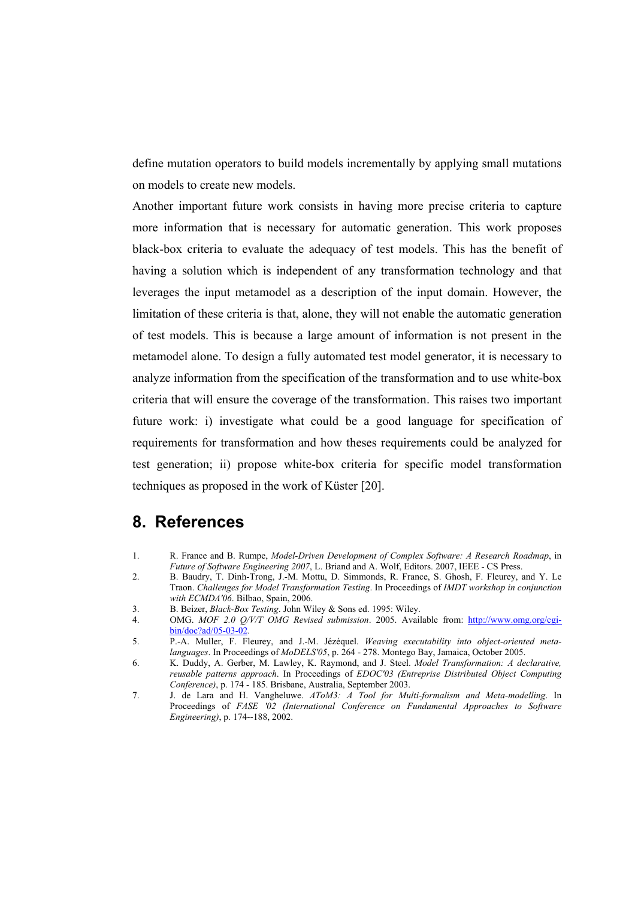define mutation operators to build models incrementally by applying small mutations on models to create new models.

Another important future work consists in having more precise criteria to capture more information that is necessary for automatic generation. This work proposes black-box criteria to evaluate the adequacy of test models. This has the benefit of having a solution which is independent of any transformation technology and that leverages the input metamodel as a description of the input domain. However, the limitation of these criteria is that, alone, they will not enable the automatic generation of test models. This is because a large amount of information is not present in the metamodel alone. To design a fully automated test model generator, it is necessary to analyze information from the specification of the transformation and to use white-box criteria that will ensure the coverage of the transformation. This raises two important future work: i) investigate what could be a good language for specification of requirements for transformation and how theses requirements could be analyzed for test generation; ii) propose white-box criteria for specific model transformation techniques as proposed in the work of Küster [20].

# 8. References

1. R. France and B. Rumpe, *Model-Driven Development of Complex Software: A Research Roadmap*, in *Future of Software Engineering 2007*, L. Briand and A. Wolf, Editors. 2007, IEEE - CS Press.
2. B. Baudry, T. Dinh-Trong, J.-M. Mottu, D. Simmonds, R. France, S. Ghosh, F. Fleurey, and Y. Le Traon. *Challenges for Model Transformation Testing*. In Proceedings of *IMDT workshop in conjunction with ECMDA'06*. Bilbao, Spain, 2006.
3. B. Beizer, *Black-Box Testing*. John Wiley & Sons ed. 1995: Wiley.
4. OMG. *MOF 2.0 Q/V/T OMG Revised submission*. 2005. Available from: http://www.omg.org/cgi-bin/doc?ad/05-03-02.
5. P.-A. Muller, F. Fleurey, and J.-M. Jézéquel. *Weaving executability into object-oriented meta-languages*. In Proceedings of *MoDELS'05*, p. 264 - 278. Montego Bay, Jamaica, October 2005.
6. K. Duddy, A. Gerber, M. Lawley, K. Raymond, and J. Steel. *Model Transformation: A declarative, reusable patterns approach*. In Proceedings of *EDOC'03 (Entreprise Distributed Object Computing Conference)*, p. 174 - 185. Brisbane, Australia, September 2003.
7. J. de Lara and H. Vangheluwe. *AToM3: A Tool for Multi-formalism and Meta-modelling*. In Proceedings of *FASE '02 (International Conference on Fundamental Approaches to Software Engineering)*, p. 174--188, 2002.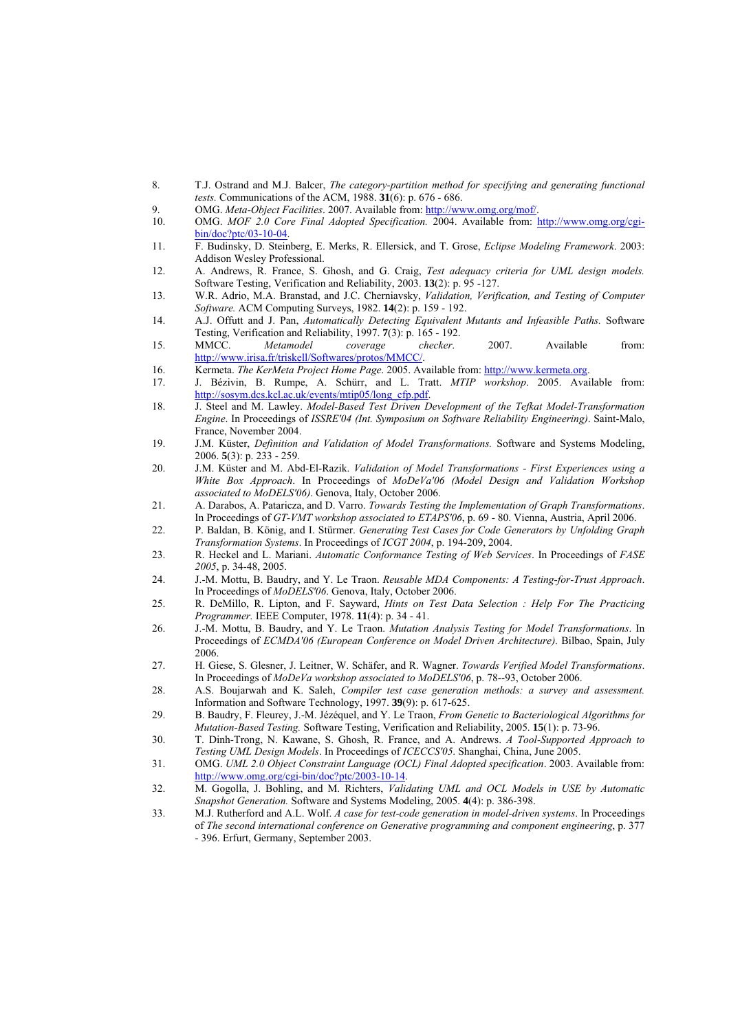8. T.J. Ostrand and M.J. Balcer, *The category-partition method for specifying and generating functional tests.* Communications of the ACM, 1988. **31**(6): p. 676 - 686.
9. OMG. *Meta-Object Facilities*. 2007. Available from: http://www.omg.org/mof/.
10. OMG. *MOF 2.0 Core Final Adopted Specification.* 2004. Available from: http://www.omg.org/cgi-bin/doc?ptc/03-10-04.
11. F. Budinsky, D. Steinberg, E. Merks, R. Ellersick, and T. Grose, *Eclipse Modeling Framework*. 2003: Addison Wesley Professional.
12. A. Andrews, R. France, S. Ghosh, and G. Craig, *Test adequacy criteria for UML design models.* Software Testing, Verification and Reliability, 2003. **13**(2): p. 95 -127.
13. W.R. Adrio, M.A. Branstad, and J.C. Cherniavsky, *Validation, Verification, and Testing of Computer Software.* ACM Computing Surveys, 1982. **14**(2): p. 159 - 192.
14. A.J. Offutt and J. Pan, *Automatically Detecting Equivalent Mutants and Infeasible Paths.* Software Testing, Verification and Reliability, 1997. **7**(3): p. 165 - 192.
15. MMCC. *Metamodel coverage checker.* 2007. Available from: http://www.irisa.fr/triskell/Softwares/protos/MMCC/.
16. Kermeta. *The KerMeta Project Home Page*. 2005. Available from: http://www.kermeta.org.
17. J. Bézivin, B. Rumpe, A. Schürr, and L. Tratt. *MTIP workshop*. 2005. Available from: http://sosym.dcs.kcl.ac.uk/events/mtip05/long_cfp.pdf.
18. J. Steel and M. Lawley. *Model-Based Test Driven Development of the Tefkat Model-Transformation Engine*. In Proceedings of *ISSRE'04 (Int. Symposium on Software Reliability Engineering)*. Saint-Malo, France, November 2004.
19. J.M. Küster, *Definition and Validation of Model Transformations.* Software and Systems Modeling, 2006. **5**(3): p. 233 - 259.
20. J.M. Küster and M. Abd-El-Razik. *Validation of Model Transformations - First Experiences using a White Box Approach*. In Proceedings of *MoDeVa'06 (Model Design and Validation Workshop associated to MoDELS'06)*. Genova, Italy, October 2006.
21. A. Darabos, A. Pataricza, and D. Varro. *Towards Testing the Implementation of Graph Transformations*. In Proceedings of *GT-VMT workshop associated to ETAPS'06*, p. 69 - 80. Vienna, Austria, April 2006.
22. P. Baldan, B. König, and I. Stürmer. *Generating Test Cases for Code Generators by Unfolding Graph Transformation Systems*. In Proceedings of *ICGT 2004*, p. 194-209, 2004.
23. R. Heckel and L. Mariani. *Automatic Conformance Testing of Web Services*. In Proceedings of *FASE 2005*, p. 34-48, 2005.
24. J.-M. Mottu, B. Baudry, and Y. Le Traon. *Reusable MDA Components: A Testing-for-Trust Approach*. In Proceedings of *MoDELS'06*. Genova, Italy, October 2006.
25. R. DeMillo, R. Lipton, and F. Sayward, *Hints on Test Data Selection : Help For The Practicing Programmer.* IEEE Computer, 1978. **11**(4): p. 34 - 41.
26. J.-M. Mottu, B. Baudry, and Y. Le Traon. *Mutation Analysis Testing for Model Transformations*. In Proceedings of *ECMDA'06 (European Conference on Model Driven Architecture)*. Bilbao, Spain, July 2006.
27. H. Giese, S. Glesner, J. Leitner, W. Schäfer, and R. Wagner. *Towards Verified Model Transformations*. In Proceedings of *MoDeVa workshop associated to MoDELS'06*, p. 78--93, October 2006.
28. A.S. Boujarwah and K. Saleh, *Compiler test case generation methods: a survey and assessment.* Information and Software Technology, 1997. **39**(9): p. 617-625.
29. B. Baudry, F. Fleurey, J.-M. Jézéquel, and Y. Le Traon, *From Genetic to Bacteriological Algorithms for Mutation-Based Testing.* Software Testing, Verification and Reliability, 2005. **15**(1): p. 73-96.
30. T. Dinh-Trong, N. Kawane, S. Ghosh, R. France, and A. Andrews. *A Tool-Supported Approach to Testing UML Design Models*. In Proceedings of *ICECCS'05*. Shanghai, China, June 2005.
31. OMG. *UML 2.0 Object Constraint Language (OCL) Final Adopted specification*. 2003. Available from: http://www.omg.org/cgi-bin/doc?ptc/2003-10-14.
32. M. Gogolla, J. Bohling, and M. Richters, *Validating UML and OCL Models in USE by Automatic Snapshot Generation.* Software and Systems Modeling, 2005. **4**(4): p. 386-398.
33. M.J. Rutherford and A.L. Wolf. *A case for test-code generation in model-driven systems*. In Proceedings of *The second international conference on Generative programming and component engineering*, p. 377 - 396. Erfurt, Germany, September 2003.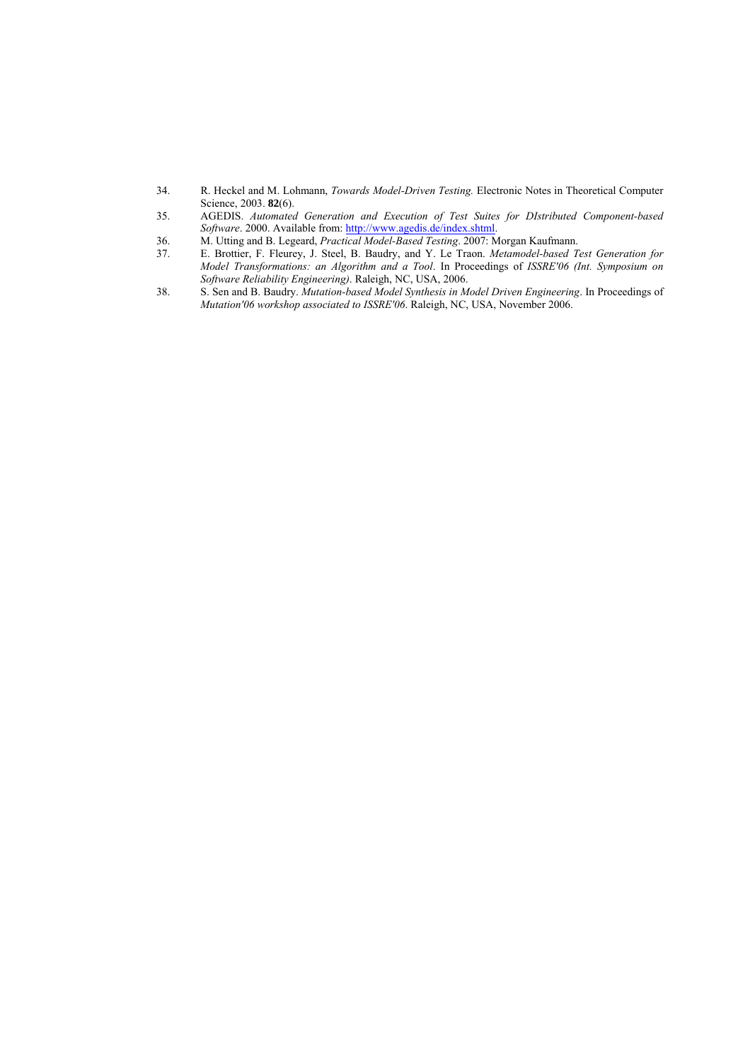34. R. Heckel and M. Lohmann, *Towards Model-Driven Testing.* Electronic Notes in Theoretical Computer Science, 2003. **82**(6).
35. AGEDIS. *Automated Generation and Execution of Test Suites for DIstributed Component-based Software*. 2000. Available from: http://www.agedis.de/index.shtml.
36. M. Utting and B. Legeard, *Practical Model-Based Testing*. 2007: Morgan Kaufmann.
37. E. Brottier, F. Fleurey, J. Steel, B. Baudry, and Y. Le Traon. *Metamodel-based Test Generation for Model Transformations: an Algorithm and a Tool*. In Proceedings of *ISSRE'06 (Int. Symposium on Software Reliability Engineering)*. Raleigh, NC, USA, 2006.
38. S. Sen and B. Baudry. *Mutation-based Model Synthesis in Model Driven Engineering*. In Proceedings of *Mutation'06 workshop associated to ISSRE'06*. Raleigh, NC, USA, November 2006.